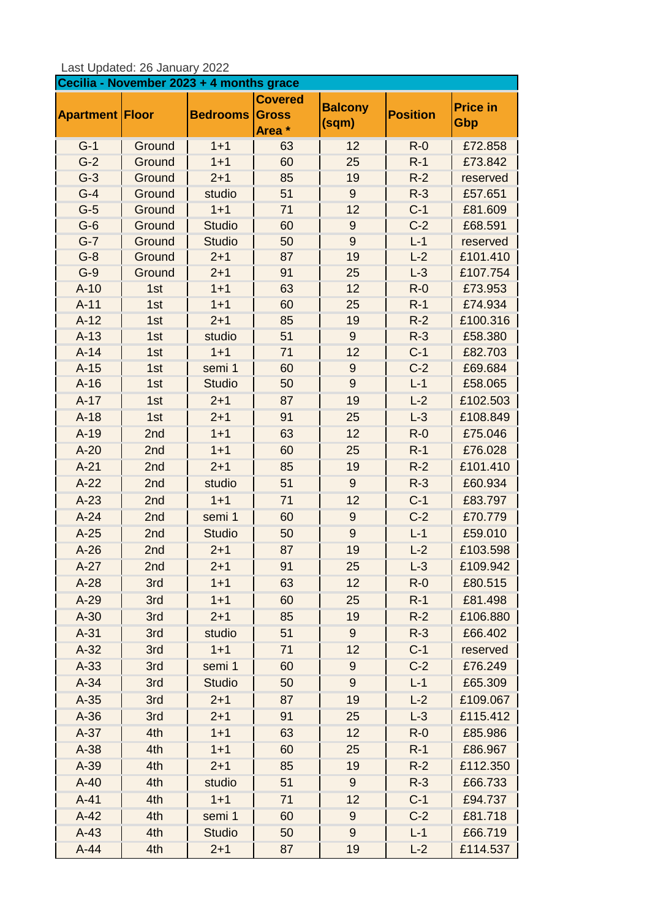Last Updated: 26 January 2022

**Cecilia - November 2023 + 4 months grace**

| Apartment | Floor | Bedrooms | Covered Gross Area * | Balcony (sqm) | Position | Price in Gbp |
|---|---|---|---|---|---|---|
| G-1 | Ground | 1+1 | 63 | 12 | R-0 | £72.858 |
| G-2 | Ground | 1+1 | 60 | 25 | R-1 | £73.842 |
| G-3 | Ground | 2+1 | 85 | 19 | R-2 | reserved |
| G-4 | Ground | studio | 51 | 9 | R-3 | £57.651 |
| G-5 | Ground | 1+1 | 71 | 12 | C-1 | £81.609 |
| G-6 | Ground | Studio | 60 | 9 | C-2 | £68.591 |
| G-7 | Ground | Studio | 50 | 9 | L-1 | reserved |
| G-8 | Ground | 2+1 | 87 | 19 | L-2 | £101.410 |
| G-9 | Ground | 2+1 | 91 | 25 | L-3 | £107.754 |
| A-10 | 1st | 1+1 | 63 | 12 | R-0 | £73.953 |
| A-11 | 1st | 1+1 | 60 | 25 | R-1 | £74.934 |
| A-12 | 1st | 2+1 | 85 | 19 | R-2 | £100.316 |
| A-13 | 1st | studio | 51 | 9 | R-3 | £58.380 |
| A-14 | 1st | 1+1 | 71 | 12 | C-1 | £82.703 |
| A-15 | 1st | semi 1 | 60 | 9 | C-2 | £69.684 |
| A-16 | 1st | Studio | 50 | 9 | L-1 | £58.065 |
| A-17 | 1st | 2+1 | 87 | 19 | L-2 | £102.503 |
| A-18 | 1st | 2+1 | 91 | 25 | L-3 | £108.849 |
| A-19 | 2nd | 1+1 | 63 | 12 | R-0 | £75.046 |
| A-20 | 2nd | 1+1 | 60 | 25 | R-1 | £76.028 |
| A-21 | 2nd | 2+1 | 85 | 19 | R-2 | £101.410 |
| A-22 | 2nd | studio | 51 | 9 | R-3 | £60.934 |
| A-23 | 2nd | 1+1 | 71 | 12 | C-1 | £83.797 |
| A-24 | 2nd | semi 1 | 60 | 9 | C-2 | £70.779 |
| A-25 | 2nd | Studio | 50 | 9 | L-1 | £59.010 |
| A-26 | 2nd | 2+1 | 87 | 19 | L-2 | £103.598 |
| A-27 | 2nd | 2+1 | 91 | 25 | L-3 | £109.942 |
| A-28 | 3rd | 1+1 | 63 | 12 | R-0 | £80.515 |
| A-29 | 3rd | 1+1 | 60 | 25 | R-1 | £81.498 |
| A-30 | 3rd | 2+1 | 85 | 19 | R-2 | £106.880 |
| A-31 | 3rd | studio | 51 | 9 | R-3 | £66.402 |
| A-32 | 3rd | 1+1 | 71 | 12 | C-1 | reserved |
| A-33 | 3rd | semi 1 | 60 | 9 | C-2 | £76.249 |
| A-34 | 3rd | Studio | 50 | 9 | L-1 | £65.309 |
| A-35 | 3rd | 2+1 | 87 | 19 | L-2 | £109.067 |
| A-36 | 3rd | 2+1 | 91 | 25 | L-3 | £115.412 |
| A-37 | 4th | 1+1 | 63 | 12 | R-0 | £85.986 |
| A-38 | 4th | 1+1 | 60 | 25 | R-1 | £86.967 |
| A-39 | 4th | 2+1 | 85 | 19 | R-2 | £112.350 |
| A-40 | 4th | studio | 51 | 9 | R-3 | £66.733 |
| A-41 | 4th | 1+1 | 71 | 12 | C-1 | £94.737 |
| A-42 | 4th | semi 1 | 60 | 9 | C-2 | £81.718 |
| A-43 | 4th | Studio | 50 | 9 | L-1 | £66.719 |
| A-44 | 4th | 2+1 | 87 | 19 | L-2 | £114.537 |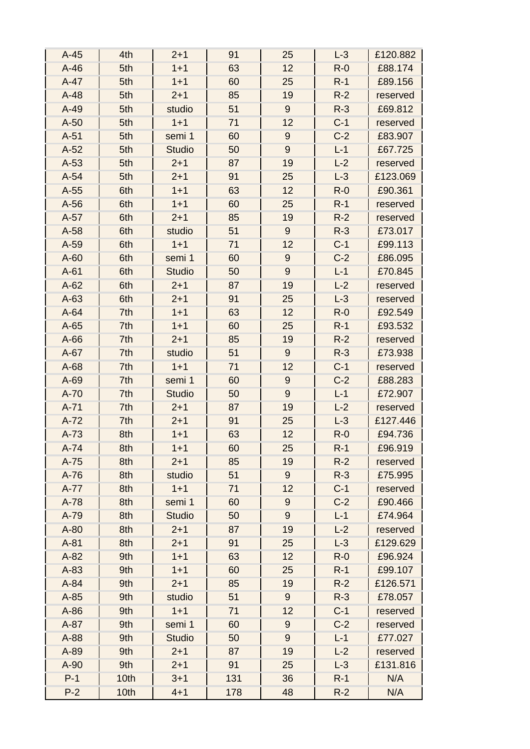| A-45 | 4th | 2+1 | 91 | 25 | L-3 | £120.882 |
|---|---|---|---|---|---|---|
| A-46 | 5th | 1+1 | 63 | 12 | R-0 | £88.174 |
| A-47 | 5th | 1+1 | 60 | 25 | R-1 | £89.156 |
| A-48 | 5th | 2+1 | 85 | 19 | R-2 | reserved |
| A-49 | 5th | studio | 51 | 9 | R-3 | £69.812 |
| A-50 | 5th | 1+1 | 71 | 12 | C-1 | reserved |
| A-51 | 5th | semi 1 | 60 | 9 | C-2 | £83.907 |
| A-52 | 5th | Studio | 50 | 9 | L-1 | £67.725 |
| A-53 | 5th | 2+1 | 87 | 19 | L-2 | reserved |
| A-54 | 5th | 2+1 | 91 | 25 | L-3 | £123.069 |
| A-55 | 6th | 1+1 | 63 | 12 | R-0 | £90.361 |
| A-56 | 6th | 1+1 | 60 | 25 | R-1 | reserved |
| A-57 | 6th | 2+1 | 85 | 19 | R-2 | reserved |
| A-58 | 6th | studio | 51 | 9 | R-3 | £73.017 |
| A-59 | 6th | 1+1 | 71 | 12 | C-1 | £99.113 |
| A-60 | 6th | semi 1 | 60 | 9 | C-2 | £86.095 |
| A-61 | 6th | Studio | 50 | 9 | L-1 | £70.845 |
| A-62 | 6th | 2+1 | 87 | 19 | L-2 | reserved |
| A-63 | 6th | 2+1 | 91 | 25 | L-3 | reserved |
| A-64 | 7th | 1+1 | 63 | 12 | R-0 | £92.549 |
| A-65 | 7th | 1+1 | 60 | 25 | R-1 | £93.532 |
| A-66 | 7th | 2+1 | 85 | 19 | R-2 | reserved |
| A-67 | 7th | studio | 51 | 9 | R-3 | £73.938 |
| A-68 | 7th | 1+1 | 71 | 12 | C-1 | reserved |
| A-69 | 7th | semi 1 | 60 | 9 | C-2 | £88.283 |
| A-70 | 7th | Studio | 50 | 9 | L-1 | £72.907 |
| A-71 | 7th | 2+1 | 87 | 19 | L-2 | reserved |
| A-72 | 7th | 2+1 | 91 | 25 | L-3 | £127.446 |
| A-73 | 8th | 1+1 | 63 | 12 | R-0 | £94.736 |
| A-74 | 8th | 1+1 | 60 | 25 | R-1 | £96.919 |
| A-75 | 8th | 2+1 | 85 | 19 | R-2 | reserved |
| A-76 | 8th | studio | 51 | 9 | R-3 | £75.995 |
| A-77 | 8th | 1+1 | 71 | 12 | C-1 | reserved |
| A-78 | 8th | semi 1 | 60 | 9 | C-2 | £90.466 |
| A-79 | 8th | Studio | 50 | 9 | L-1 | £74.964 |
| A-80 | 8th | 2+1 | 87 | 19 | L-2 | reserved |
| A-81 | 8th | 2+1 | 91 | 25 | L-3 | £129.629 |
| A-82 | 9th | 1+1 | 63 | 12 | R-0 | £96.924 |
| A-83 | 9th | 1+1 | 60 | 25 | R-1 | £99.107 |
| A-84 | 9th | 2+1 | 85 | 19 | R-2 | £126.571 |
| A-85 | 9th | studio | 51 | 9 | R-3 | £78.057 |
| A-86 | 9th | 1+1 | 71 | 12 | C-1 | reserved |
| A-87 | 9th | semi 1 | 60 | 9 | C-2 | reserved |
| A-88 | 9th | Studio | 50 | 9 | L-1 | £77.027 |
| A-89 | 9th | 2+1 | 87 | 19 | L-2 | reserved |
| A-90 | 9th | 2+1 | 91 | 25 | L-3 | £131.816 |
| P-1 | 10th | 3+1 | 131 | 36 | R-1 | N/A |
| P-2 | 10th | 4+1 | 178 | 48 | R-2 | N/A |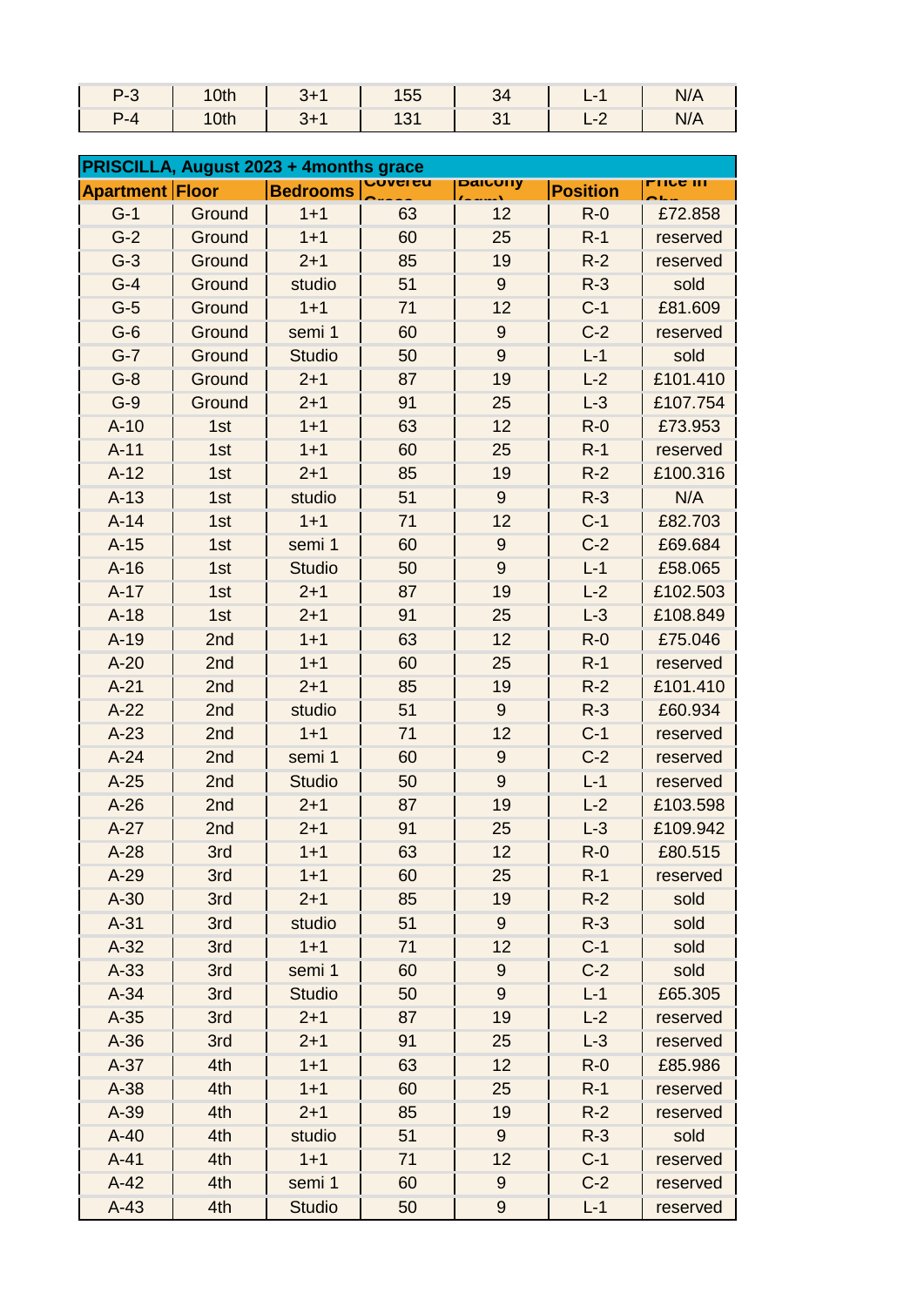| P-3 | 10th | 3+1 | 155 | 34 | L-1 | N/A |
|---|---|---|---|---|---|---|
| P-4 | 10th | 3+1 | 131 | 31 | L-2 | N/A |

| PRISCILLA, August 2023 + 4months grace | | | | | | |
|---|---|---|---|---|---|---|
| Apartment | Floor | Bedrooms | Covered Gross | Balcony (sqm) | Position | Price in Gbp |
| G-1 | Ground | 1+1 | 63 | 12 | R-0 | £72.858 |
| G-2 | Ground | 1+1 | 60 | 25 | R-1 | reserved |
| G-3 | Ground | 2+1 | 85 | 19 | R-2 | reserved |
| G-4 | Ground | studio | 51 | 9 | R-3 | sold |
| G-5 | Ground | 1+1 | 71 | 12 | C-1 | £81.609 |
| G-6 | Ground | semi 1 | 60 | 9 | C-2 | reserved |
| G-7 | Ground | Studio | 50 | 9 | L-1 | sold |
| G-8 | Ground | 2+1 | 87 | 19 | L-2 | £101.410 |
| G-9 | Ground | 2+1 | 91 | 25 | L-3 | £107.754 |
| A-10 | 1st | 1+1 | 63 | 12 | R-0 | £73.953 |
| A-11 | 1st | 1+1 | 60 | 25 | R-1 | reserved |
| A-12 | 1st | 2+1 | 85 | 19 | R-2 | £100.316 |
| A-13 | 1st | studio | 51 | 9 | R-3 | N/A |
| A-14 | 1st | 1+1 | 71 | 12 | C-1 | £82.703 |
| A-15 | 1st | semi 1 | 60 | 9 | C-2 | £69.684 |
| A-16 | 1st | Studio | 50 | 9 | L-1 | £58.065 |
| A-17 | 1st | 2+1 | 87 | 19 | L-2 | £102.503 |
| A-18 | 1st | 2+1 | 91 | 25 | L-3 | £108.849 |
| A-19 | 2nd | 1+1 | 63 | 12 | R-0 | £75.046 |
| A-20 | 2nd | 1+1 | 60 | 25 | R-1 | reserved |
| A-21 | 2nd | 2+1 | 85 | 19 | R-2 | £101.410 |
| A-22 | 2nd | studio | 51 | 9 | R-3 | £60.934 |
| A-23 | 2nd | 1+1 | 71 | 12 | C-1 | reserved |
| A-24 | 2nd | semi 1 | 60 | 9 | C-2 | reserved |
| A-25 | 2nd | Studio | 50 | 9 | L-1 | reserved |
| A-26 | 2nd | 2+1 | 87 | 19 | L-2 | £103.598 |
| A-27 | 2nd | 2+1 | 91 | 25 | L-3 | £109.942 |
| A-28 | 3rd | 1+1 | 63 | 12 | R-0 | £80.515 |
| A-29 | 3rd | 1+1 | 60 | 25 | R-1 | reserved |
| A-30 | 3rd | 2+1 | 85 | 19 | R-2 | sold |
| A-31 | 3rd | studio | 51 | 9 | R-3 | sold |
| A-32 | 3rd | 1+1 | 71 | 12 | C-1 | sold |
| A-33 | 3rd | semi 1 | 60 | 9 | C-2 | sold |
| A-34 | 3rd | Studio | 50 | 9 | L-1 | £65.305 |
| A-35 | 3rd | 2+1 | 87 | 19 | L-2 | reserved |
| A-36 | 3rd | 2+1 | 91 | 25 | L-3 | reserved |
| A-37 | 4th | 1+1 | 63 | 12 | R-0 | £85.986 |
| A-38 | 4th | 1+1 | 60 | 25 | R-1 | reserved |
| A-39 | 4th | 2+1 | 85 | 19 | R-2 | reserved |
| A-40 | 4th | studio | 51 | 9 | R-3 | sold |
| A-41 | 4th | 1+1 | 71 | 12 | C-1 | reserved |
| A-42 | 4th | semi 1 | 60 | 9 | C-2 | reserved |
| A-43 | 4th | Studio | 50 | 9 | L-1 | reserved |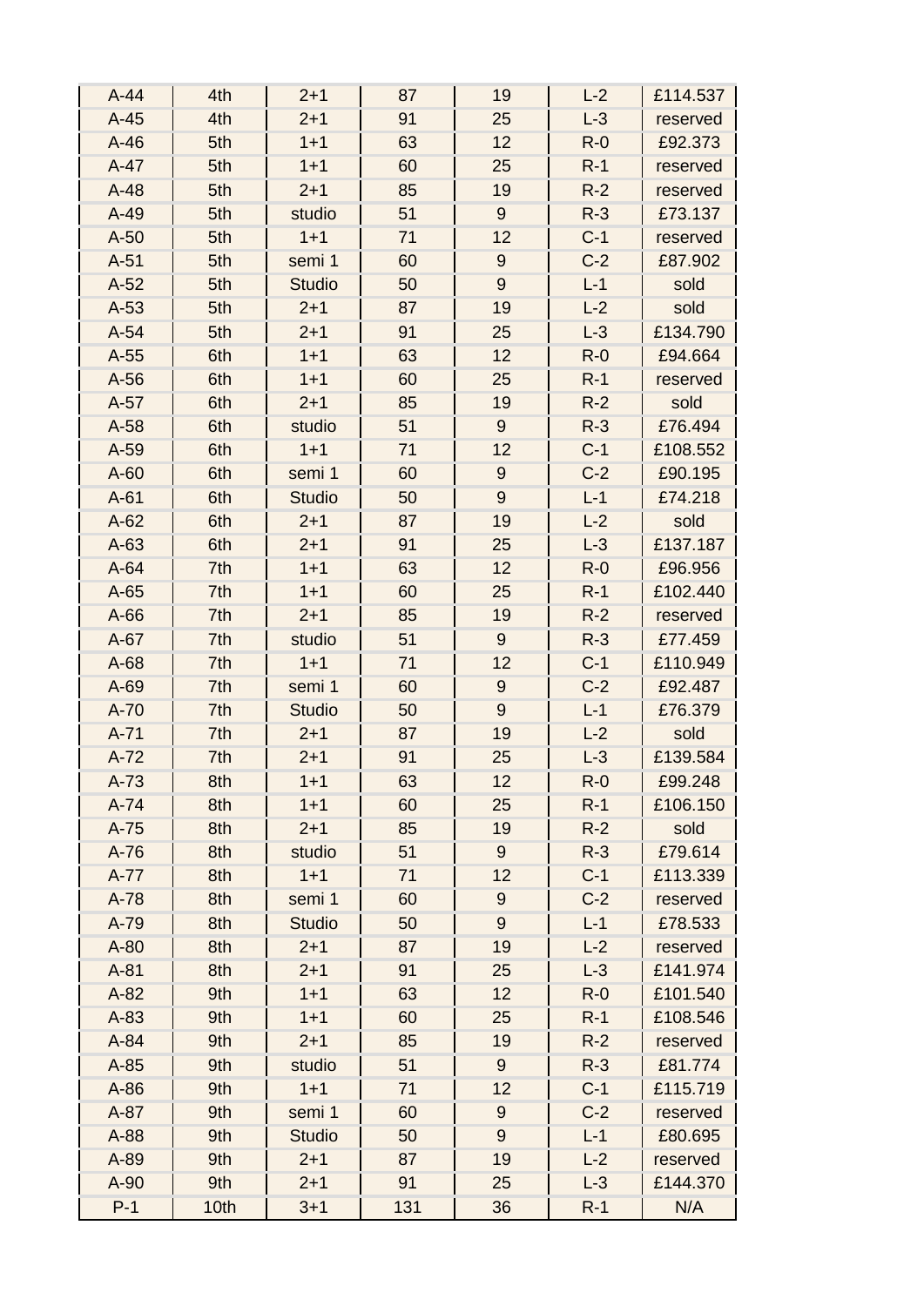| | | | | | | |
|---|---|---|---|---|---|---|
| A-44 | 4th | 2+1 | 87 | 19 | L-2 | £114.537 |
| A-45 | 4th | 2+1 | 91 | 25 | L-3 | reserved |
| A-46 | 5th | 1+1 | 63 | 12 | R-0 | £92.373 |
| A-47 | 5th | 1+1 | 60 | 25 | R-1 | reserved |
| A-48 | 5th | 2+1 | 85 | 19 | R-2 | reserved |
| A-49 | 5th | studio | 51 | 9 | R-3 | £73.137 |
| A-50 | 5th | 1+1 | 71 | 12 | C-1 | reserved |
| A-51 | 5th | semi 1 | 60 | 9 | C-2 | £87.902 |
| A-52 | 5th | Studio | 50 | 9 | L-1 | sold |
| A-53 | 5th | 2+1 | 87 | 19 | L-2 | sold |
| A-54 | 5th | 2+1 | 91 | 25 | L-3 | £134.790 |
| A-55 | 6th | 1+1 | 63 | 12 | R-0 | £94.664 |
| A-56 | 6th | 1+1 | 60 | 25 | R-1 | reserved |
| A-57 | 6th | 2+1 | 85 | 19 | R-2 | sold |
| A-58 | 6th | studio | 51 | 9 | R-3 | £76.494 |
| A-59 | 6th | 1+1 | 71 | 12 | C-1 | £108.552 |
| A-60 | 6th | semi 1 | 60 | 9 | C-2 | £90.195 |
| A-61 | 6th | Studio | 50 | 9 | L-1 | £74.218 |
| A-62 | 6th | 2+1 | 87 | 19 | L-2 | sold |
| A-63 | 6th | 2+1 | 91 | 25 | L-3 | £137.187 |
| A-64 | 7th | 1+1 | 63 | 12 | R-0 | £96.956 |
| A-65 | 7th | 1+1 | 60 | 25 | R-1 | £102.440 |
| A-66 | 7th | 2+1 | 85 | 19 | R-2 | reserved |
| A-67 | 7th | studio | 51 | 9 | R-3 | £77.459 |
| A-68 | 7th | 1+1 | 71 | 12 | C-1 | £110.949 |
| A-69 | 7th | semi 1 | 60 | 9 | C-2 | £92.487 |
| A-70 | 7th | Studio | 50 | 9 | L-1 | £76.379 |
| A-71 | 7th | 2+1 | 87 | 19 | L-2 | sold |
| A-72 | 7th | 2+1 | 91 | 25 | L-3 | £139.584 |
| A-73 | 8th | 1+1 | 63 | 12 | R-0 | £99.248 |
| A-74 | 8th | 1+1 | 60 | 25 | R-1 | £106.150 |
| A-75 | 8th | 2+1 | 85 | 19 | R-2 | sold |
| A-76 | 8th | studio | 51 | 9 | R-3 | £79.614 |
| A-77 | 8th | 1+1 | 71 | 12 | C-1 | £113.339 |
| A-78 | 8th | semi 1 | 60 | 9 | C-2 | reserved |
| A-79 | 8th | Studio | 50 | 9 | L-1 | £78.533 |
| A-80 | 8th | 2+1 | 87 | 19 | L-2 | reserved |
| A-81 | 8th | 2+1 | 91 | 25 | L-3 | £141.974 |
| A-82 | 9th | 1+1 | 63 | 12 | R-0 | £101.540 |
| A-83 | 9th | 1+1 | 60 | 25 | R-1 | £108.546 |
| A-84 | 9th | 2+1 | 85 | 19 | R-2 | reserved |
| A-85 | 9th | studio | 51 | 9 | R-3 | £81.774 |
| A-86 | 9th | 1+1 | 71 | 12 | C-1 | £115.719 |
| A-87 | 9th | semi 1 | 60 | 9 | C-2 | reserved |
| A-88 | 9th | Studio | 50 | 9 | L-1 | £80.695 |
| A-89 | 9th | 2+1 | 87 | 19 | L-2 | reserved |
| A-90 | 9th | 2+1 | 91 | 25 | L-3 | £144.370 |
| P-1 | 10th | 3+1 | 131 | 36 | R-1 | N/A |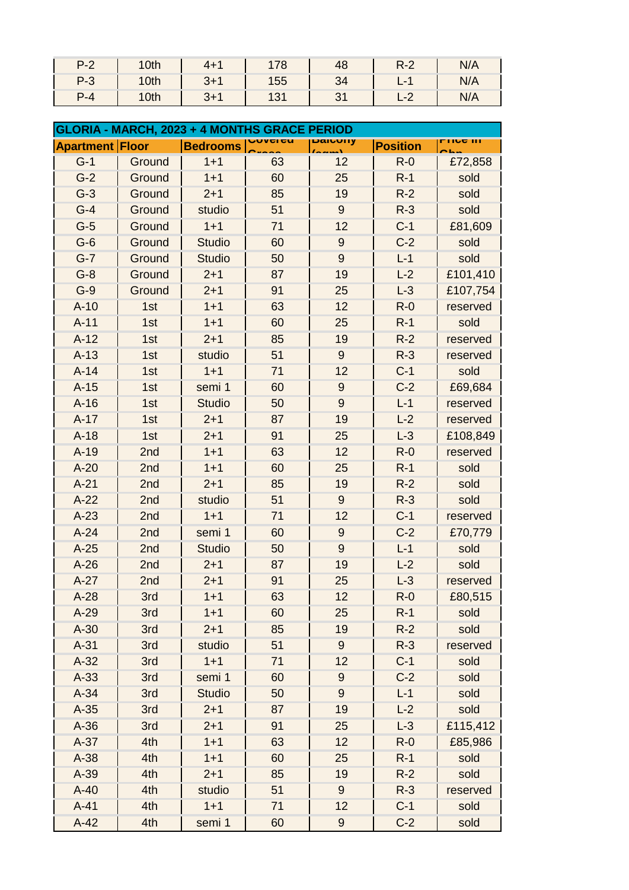| P-2 | 10th | 4+1 | 178 | 48 | R-2 | N/A |
|---|---|---|---|---|---|---|
| P-3 | 10th | 3+1 | 155 | 34 | L-1 | N/A |
| P-4 | 10th | 3+1 | 131 | 31 | L-2 | N/A |

**GLORIA - MARCH, 2023 + 4 MONTHS GRACE PERIOD**

| Apartment | Floor | Bedrooms | Covered Gross | Balcony (sqm) | Position | Price in Gbp |
|---|---|---|---|---|---|---|
| G-1 | Ground | 1+1 | 63 | 12 | R-0 | £72,858 |
| G-2 | Ground | 1+1 | 60 | 25 | R-1 | sold |
| G-3 | Ground | 2+1 | 85 | 19 | R-2 | sold |
| G-4 | Ground | studio | 51 | 9 | R-3 | sold |
| G-5 | Ground | 1+1 | 71 | 12 | C-1 | £81,609 |
| G-6 | Ground | Studio | 60 | 9 | C-2 | sold |
| G-7 | Ground | Studio | 50 | 9 | L-1 | sold |
| G-8 | Ground | 2+1 | 87 | 19 | L-2 | £101,410 |
| G-9 | Ground | 2+1 | 91 | 25 | L-3 | £107,754 |
| A-10 | 1st | 1+1 | 63 | 12 | R-0 | reserved |
| A-11 | 1st | 1+1 | 60 | 25 | R-1 | sold |
| A-12 | 1st | 2+1 | 85 | 19 | R-2 | reserved |
| A-13 | 1st | studio | 51 | 9 | R-3 | reserved |
| A-14 | 1st | 1+1 | 71 | 12 | C-1 | sold |
| A-15 | 1st | semi 1 | 60 | 9 | C-2 | £69,684 |
| A-16 | 1st | Studio | 50 | 9 | L-1 | reserved |
| A-17 | 1st | 2+1 | 87 | 19 | L-2 | reserved |
| A-18 | 1st | 2+1 | 91 | 25 | L-3 | £108,849 |
| A-19 | 2nd | 1+1 | 63 | 12 | R-0 | reserved |
| A-20 | 2nd | 1+1 | 60 | 25 | R-1 | sold |
| A-21 | 2nd | 2+1 | 85 | 19 | R-2 | sold |
| A-22 | 2nd | studio | 51 | 9 | R-3 | sold |
| A-23 | 2nd | 1+1 | 71 | 12 | C-1 | reserved |
| A-24 | 2nd | semi 1 | 60 | 9 | C-2 | £70,779 |
| A-25 | 2nd | Studio | 50 | 9 | L-1 | sold |
| A-26 | 2nd | 2+1 | 87 | 19 | L-2 | sold |
| A-27 | 2nd | 2+1 | 91 | 25 | L-3 | reserved |
| A-28 | 3rd | 1+1 | 63 | 12 | R-0 | £80,515 |
| A-29 | 3rd | 1+1 | 60 | 25 | R-1 | sold |
| A-30 | 3rd | 2+1 | 85 | 19 | R-2 | sold |
| A-31 | 3rd | studio | 51 | 9 | R-3 | reserved |
| A-32 | 3rd | 1+1 | 71 | 12 | C-1 | sold |
| A-33 | 3rd | semi 1 | 60 | 9 | C-2 | sold |
| A-34 | 3rd | Studio | 50 | 9 | L-1 | sold |
| A-35 | 3rd | 2+1 | 87 | 19 | L-2 | sold |
| A-36 | 3rd | 2+1 | 91 | 25 | L-3 | £115,412 |
| A-37 | 4th | 1+1 | 63 | 12 | R-0 | £85,986 |
| A-38 | 4th | 1+1 | 60 | 25 | R-1 | sold |
| A-39 | 4th | 2+1 | 85 | 19 | R-2 | sold |
| A-40 | 4th | studio | 51 | 9 | R-3 | reserved |
| A-41 | 4th | 1+1 | 71 | 12 | C-1 | sold |
| A-42 | 4th | semi 1 | 60 | 9 | C-2 | sold |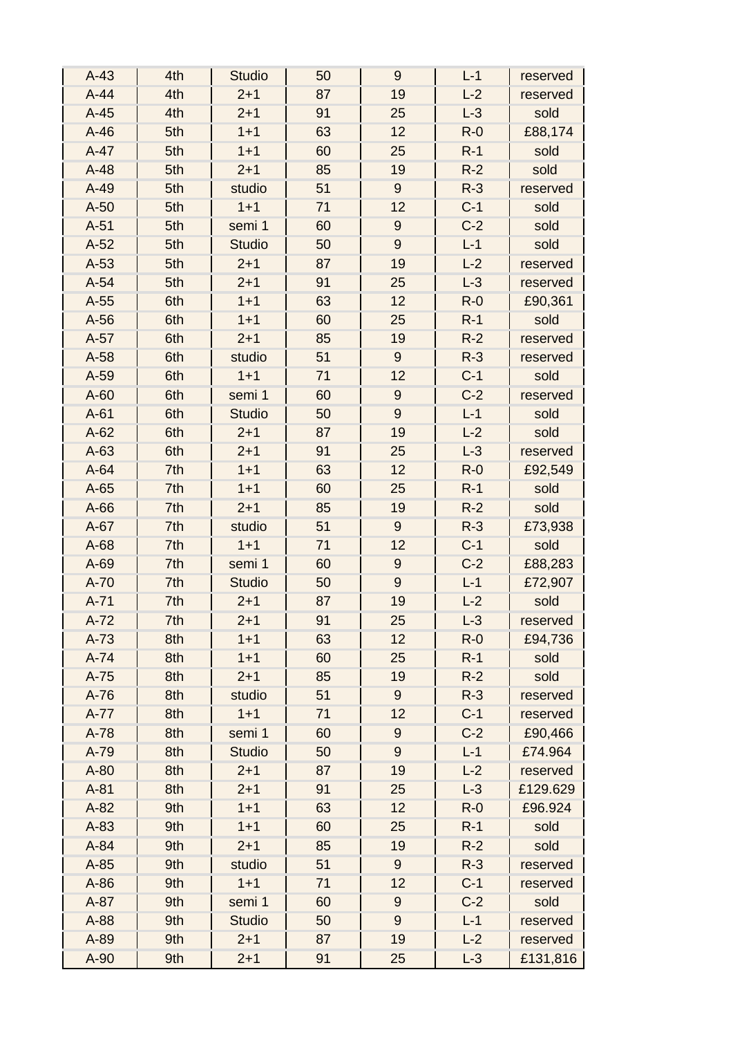| | | | | | | |
|---|---|---|---|---|---|---|
| A-43 | 4th | Studio | 50 | 9 | L-1 | reserved |
| A-44 | 4th | 2+1 | 87 | 19 | L-2 | reserved |
| A-45 | 4th | 2+1 | 91 | 25 | L-3 | sold |
| A-46 | 5th | 1+1 | 63 | 12 | R-0 | £88,174 |
| A-47 | 5th | 1+1 | 60 | 25 | R-1 | sold |
| A-48 | 5th | 2+1 | 85 | 19 | R-2 | sold |
| A-49 | 5th | studio | 51 | 9 | R-3 | reserved |
| A-50 | 5th | 1+1 | 71 | 12 | C-1 | sold |
| A-51 | 5th | semi 1 | 60 | 9 | C-2 | sold |
| A-52 | 5th | Studio | 50 | 9 | L-1 | sold |
| A-53 | 5th | 2+1 | 87 | 19 | L-2 | reserved |
| A-54 | 5th | 2+1 | 91 | 25 | L-3 | reserved |
| A-55 | 6th | 1+1 | 63 | 12 | R-0 | £90,361 |
| A-56 | 6th | 1+1 | 60 | 25 | R-1 | sold |
| A-57 | 6th | 2+1 | 85 | 19 | R-2 | reserved |
| A-58 | 6th | studio | 51 | 9 | R-3 | reserved |
| A-59 | 6th | 1+1 | 71 | 12 | C-1 | sold |
| A-60 | 6th | semi 1 | 60 | 9 | C-2 | reserved |
| A-61 | 6th | Studio | 50 | 9 | L-1 | sold |
| A-62 | 6th | 2+1 | 87 | 19 | L-2 | sold |
| A-63 | 6th | 2+1 | 91 | 25 | L-3 | reserved |
| A-64 | 7th | 1+1 | 63 | 12 | R-0 | £92,549 |
| A-65 | 7th | 1+1 | 60 | 25 | R-1 | sold |
| A-66 | 7th | 2+1 | 85 | 19 | R-2 | sold |
| A-67 | 7th | studio | 51 | 9 | R-3 | £73,938 |
| A-68 | 7th | 1+1 | 71 | 12 | C-1 | sold |
| A-69 | 7th | semi 1 | 60 | 9 | C-2 | £88,283 |
| A-70 | 7th | Studio | 50 | 9 | L-1 | £72,907 |
| A-71 | 7th | 2+1 | 87 | 19 | L-2 | sold |
| A-72 | 7th | 2+1 | 91 | 25 | L-3 | reserved |
| A-73 | 8th | 1+1 | 63 | 12 | R-0 | £94,736 |
| A-74 | 8th | 1+1 | 60 | 25 | R-1 | sold |
| A-75 | 8th | 2+1 | 85 | 19 | R-2 | sold |
| A-76 | 8th | studio | 51 | 9 | R-3 | reserved |
| A-77 | 8th | 1+1 | 71 | 12 | C-1 | reserved |
| A-78 | 8th | semi 1 | 60 | 9 | C-2 | £90,466 |
| A-79 | 8th | Studio | 50 | 9 | L-1 | £74.964 |
| A-80 | 8th | 2+1 | 87 | 19 | L-2 | reserved |
| A-81 | 8th | 2+1 | 91 | 25 | L-3 | £129.629 |
| A-82 | 9th | 1+1 | 63 | 12 | R-0 | £96.924 |
| A-83 | 9th | 1+1 | 60 | 25 | R-1 | sold |
| A-84 | 9th | 2+1 | 85 | 19 | R-2 | sold |
| A-85 | 9th | studio | 51 | 9 | R-3 | reserved |
| A-86 | 9th | 1+1 | 71 | 12 | C-1 | reserved |
| A-87 | 9th | semi 1 | 60 | 9 | C-2 | sold |
| A-88 | 9th | Studio | 50 | 9 | L-1 | reserved |
| A-89 | 9th | 2+1 | 87 | 19 | L-2 | reserved |
| A-90 | 9th | 2+1 | 91 | 25 | L-3 | £131,816 |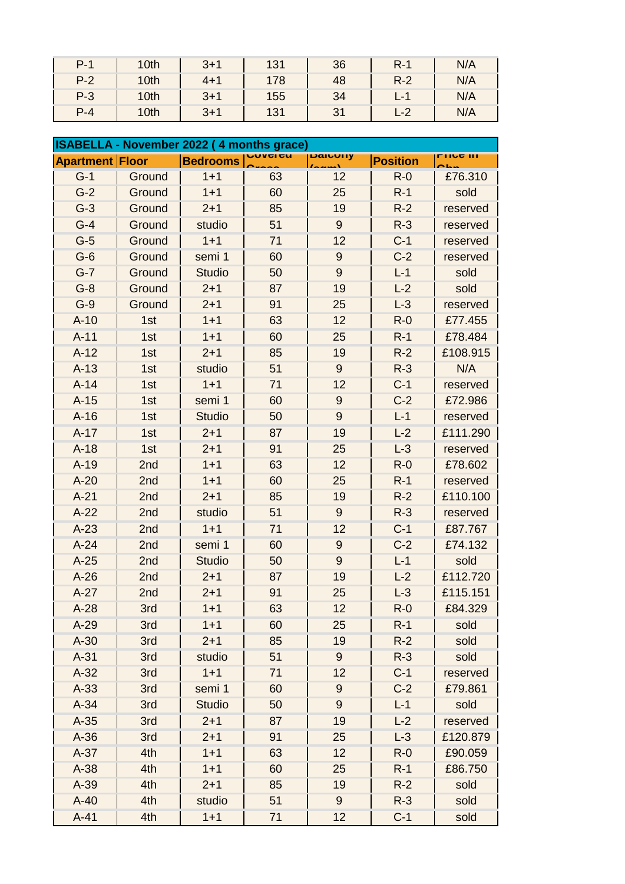| P-1 | 10th | 3+1 | 131 | 36 | R-1 | N/A |
|---|---|---|---|---|---|---|
| P-2 | 10th | 4+1 | 178 | 48 | R-2 | N/A |
| P-3 | 10th | 3+1 | 155 | 34 | L-1 | N/A |
| P-4 | 10th | 3+1 | 131 | 31 | L-2 | N/A |

**ISABELLA - November 2022 ( 4 months grace)**

| Apartment | Floor | Bedrooms | Covered Gross | Balcony (sqm) | Position | Price in Gbp |
|---|---|---|---|---|---|---|
| G-1 | Ground | 1+1 | 63 | 12 | R-0 | £76.310 |
| G-2 | Ground | 1+1 | 60 | 25 | R-1 | sold |
| G-3 | Ground | 2+1 | 85 | 19 | R-2 | reserved |
| G-4 | Ground | studio | 51 | 9 | R-3 | reserved |
| G-5 | Ground | 1+1 | 71 | 12 | C-1 | reserved |
| G-6 | Ground | semi 1 | 60 | 9 | C-2 | reserved |
| G-7 | Ground | Studio | 50 | 9 | L-1 | sold |
| G-8 | Ground | 2+1 | 87 | 19 | L-2 | sold |
| G-9 | Ground | 2+1 | 91 | 25 | L-3 | reserved |
| A-10 | 1st | 1+1 | 63 | 12 | R-0 | £77.455 |
| A-11 | 1st | 1+1 | 60 | 25 | R-1 | £78.484 |
| A-12 | 1st | 2+1 | 85 | 19 | R-2 | £108.915 |
| A-13 | 1st | studio | 51 | 9 | R-3 | N/A |
| A-14 | 1st | 1+1 | 71 | 12 | C-1 | reserved |
| A-15 | 1st | semi 1 | 60 | 9 | C-2 | £72.986 |
| A-16 | 1st | Studio | 50 | 9 | L-1 | reserved |
| A-17 | 1st | 2+1 | 87 | 19 | L-2 | £111.290 |
| A-18 | 1st | 2+1 | 91 | 25 | L-3 | reserved |
| A-19 | 2nd | 1+1 | 63 | 12 | R-0 | £78.602 |
| A-20 | 2nd | 1+1 | 60 | 25 | R-1 | reserved |
| A-21 | 2nd | 2+1 | 85 | 19 | R-2 | £110.100 |
| A-22 | 2nd | studio | 51 | 9 | R-3 | reserved |
| A-23 | 2nd | 1+1 | 71 | 12 | C-1 | £87.767 |
| A-24 | 2nd | semi 1 | 60 | 9 | C-2 | £74.132 |
| A-25 | 2nd | Studio | 50 | 9 | L-1 | sold |
| A-26 | 2nd | 2+1 | 87 | 19 | L-2 | £112.720 |
| A-27 | 2nd | 2+1 | 91 | 25 | L-3 | £115.151 |
| A-28 | 3rd | 1+1 | 63 | 12 | R-0 | £84.329 |
| A-29 | 3rd | 1+1 | 60 | 25 | R-1 | sold |
| A-30 | 3rd | 2+1 | 85 | 19 | R-2 | sold |
| A-31 | 3rd | studio | 51 | 9 | R-3 | sold |
| A-32 | 3rd | 1+1 | 71 | 12 | C-1 | reserved |
| A-33 | 3rd | semi 1 | 60 | 9 | C-2 | £79.861 |
| A-34 | 3rd | Studio | 50 | 9 | L-1 | sold |
| A-35 | 3rd | 2+1 | 87 | 19 | L-2 | reserved |
| A-36 | 3rd | 2+1 | 91 | 25 | L-3 | £120.879 |
| A-37 | 4th | 1+1 | 63 | 12 | R-0 | £90.059 |
| A-38 | 4th | 1+1 | 60 | 25 | R-1 | £86.750 |
| A-39 | 4th | 2+1 | 85 | 19 | R-2 | sold |
| A-40 | 4th | studio | 51 | 9 | R-3 | sold |
| A-41 | 4th | 1+1 | 71 | 12 | C-1 | sold |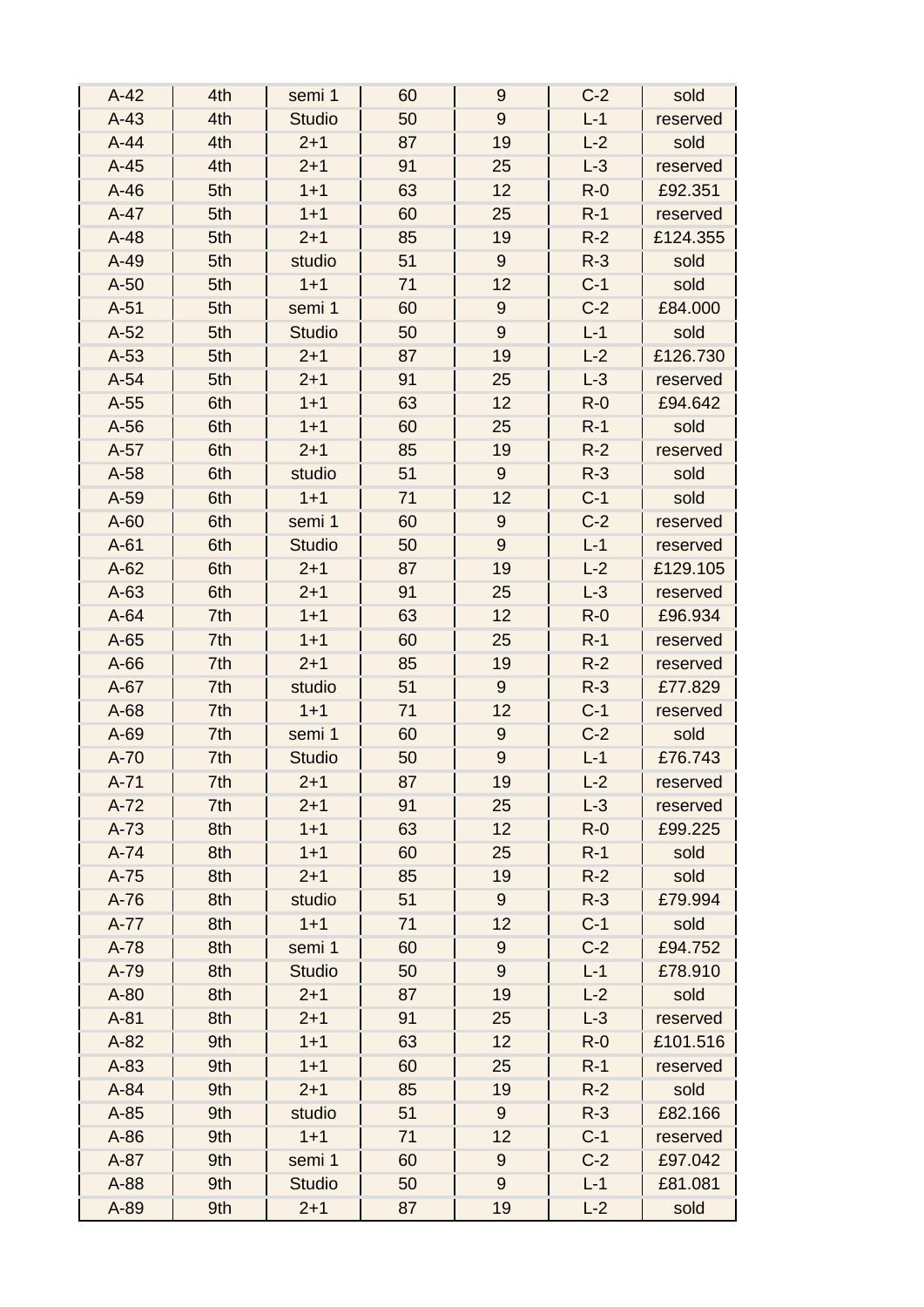| | | | | | | |
|---|---|---|---|---|---|---|
| A-42 | 4th | semi 1 | 60 | 9 | C-2 | sold |
| A-43 | 4th | Studio | 50 | 9 | L-1 | reserved |
| A-44 | 4th | 2+1 | 87 | 19 | L-2 | sold |
| A-45 | 4th | 2+1 | 91 | 25 | L-3 | reserved |
| A-46 | 5th | 1+1 | 63 | 12 | R-0 | £92.351 |
| A-47 | 5th | 1+1 | 60 | 25 | R-1 | reserved |
| A-48 | 5th | 2+1 | 85 | 19 | R-2 | £124.355 |
| A-49 | 5th | studio | 51 | 9 | R-3 | sold |
| A-50 | 5th | 1+1 | 71 | 12 | C-1 | sold |
| A-51 | 5th | semi 1 | 60 | 9 | C-2 | £84.000 |
| A-52 | 5th | Studio | 50 | 9 | L-1 | sold |
| A-53 | 5th | 2+1 | 87 | 19 | L-2 | £126.730 |
| A-54 | 5th | 2+1 | 91 | 25 | L-3 | reserved |
| A-55 | 6th | 1+1 | 63 | 12 | R-0 | £94.642 |
| A-56 | 6th | 1+1 | 60 | 25 | R-1 | sold |
| A-57 | 6th | 2+1 | 85 | 19 | R-2 | reserved |
| A-58 | 6th | studio | 51 | 9 | R-3 | sold |
| A-59 | 6th | 1+1 | 71 | 12 | C-1 | sold |
| A-60 | 6th | semi 1 | 60 | 9 | C-2 | reserved |
| A-61 | 6th | Studio | 50 | 9 | L-1 | reserved |
| A-62 | 6th | 2+1 | 87 | 19 | L-2 | £129.105 |
| A-63 | 6th | 2+1 | 91 | 25 | L-3 | reserved |
| A-64 | 7th | 1+1 | 63 | 12 | R-0 | £96.934 |
| A-65 | 7th | 1+1 | 60 | 25 | R-1 | reserved |
| A-66 | 7th | 2+1 | 85 | 19 | R-2 | reserved |
| A-67 | 7th | studio | 51 | 9 | R-3 | £77.829 |
| A-68 | 7th | 1+1 | 71 | 12 | C-1 | reserved |
| A-69 | 7th | semi 1 | 60 | 9 | C-2 | sold |
| A-70 | 7th | Studio | 50 | 9 | L-1 | £76.743 |
| A-71 | 7th | 2+1 | 87 | 19 | L-2 | reserved |
| A-72 | 7th | 2+1 | 91 | 25 | L-3 | reserved |
| A-73 | 8th | 1+1 | 63 | 12 | R-0 | £99.225 |
| A-74 | 8th | 1+1 | 60 | 25 | R-1 | sold |
| A-75 | 8th | 2+1 | 85 | 19 | R-2 | sold |
| A-76 | 8th | studio | 51 | 9 | R-3 | £79.994 |
| A-77 | 8th | 1+1 | 71 | 12 | C-1 | sold |
| A-78 | 8th | semi 1 | 60 | 9 | C-2 | £94.752 |
| A-79 | 8th | Studio | 50 | 9 | L-1 | £78.910 |
| A-80 | 8th | 2+1 | 87 | 19 | L-2 | sold |
| A-81 | 8th | 2+1 | 91 | 25 | L-3 | reserved |
| A-82 | 9th | 1+1 | 63 | 12 | R-0 | £101.516 |
| A-83 | 9th | 1+1 | 60 | 25 | R-1 | reserved |
| A-84 | 9th | 2+1 | 85 | 19 | R-2 | sold |
| A-85 | 9th | studio | 51 | 9 | R-3 | £82.166 |
| A-86 | 9th | 1+1 | 71 | 12 | C-1 | reserved |
| A-87 | 9th | semi 1 | 60 | 9 | C-2 | £97.042 |
| A-88 | 9th | Studio | 50 | 9 | L-1 | £81.081 |
| A-89 | 9th | 2+1 | 87 | 19 | L-2 | sold |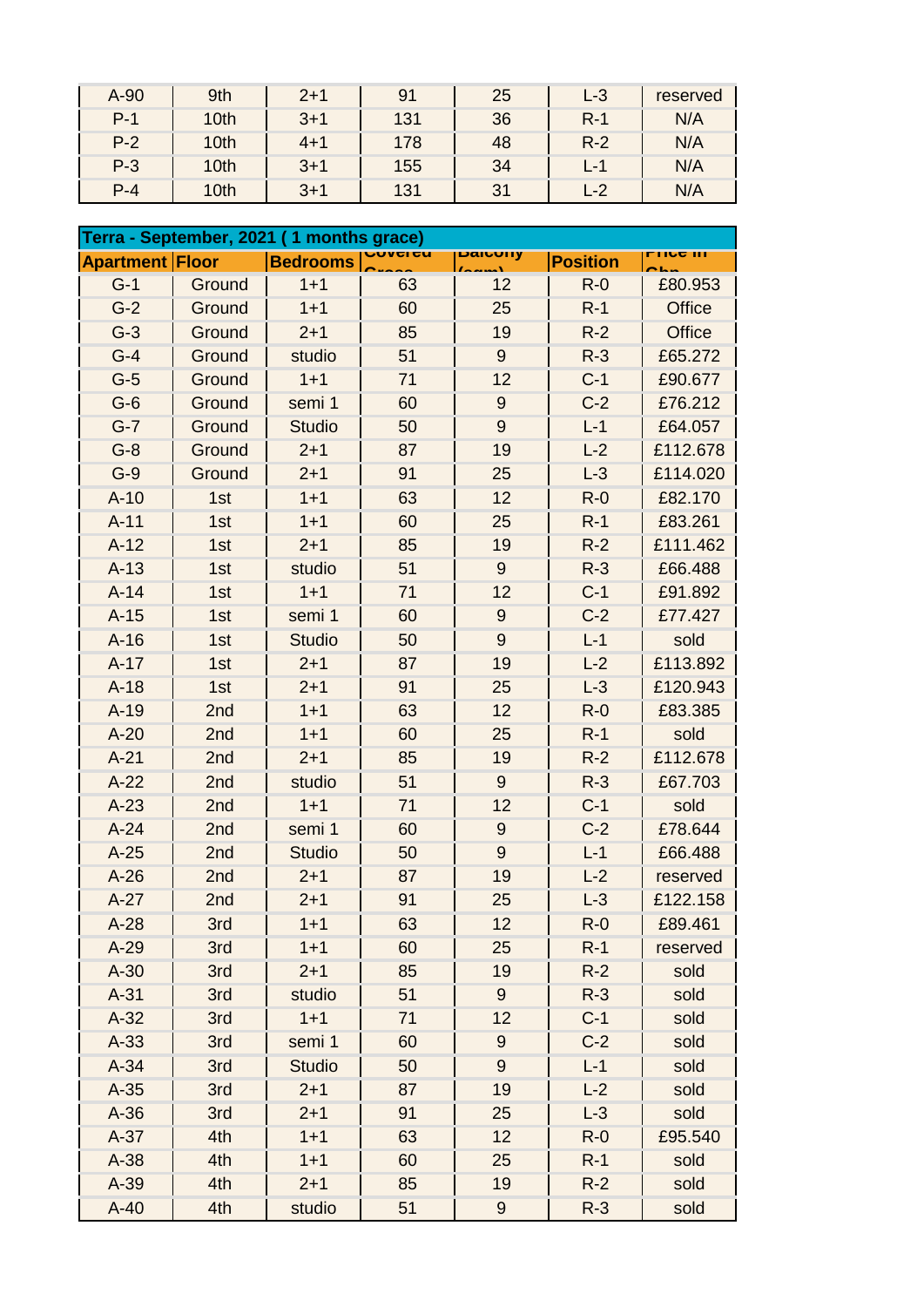| A-90 | 9th | 2+1 | 91 | 25 | L-3 | reserved |
|---|---|---|---|---|---|---|
| P-1 | 10th | 3+1 | 131 | 36 | R-1 | N/A |
| P-2 | 10th | 4+1 | 178 | 48 | R-2 | N/A |
| P-3 | 10th | 3+1 | 155 | 34 | L-1 | N/A |
| P-4 | 10th | 3+1 | 131 | 31 | L-2 | N/A |

**Terra - September, 2021 ( 1 months grace)**

| Apartment | Floor | Bedrooms | Covered Gross | Balcony (sqm) | Position | Price in Gbp |
|---|---|---|---|---|---|---|
| G-1 | Ground | 1+1 | 63 | 12 | R-0 | £80.953 |
| G-2 | Ground | 1+1 | 60 | 25 | R-1 | Office |
| G-3 | Ground | 2+1 | 85 | 19 | R-2 | Office |
| G-4 | Ground | studio | 51 | 9 | R-3 | £65.272 |
| G-5 | Ground | 1+1 | 71 | 12 | C-1 | £90.677 |
| G-6 | Ground | semi 1 | 60 | 9 | C-2 | £76.212 |
| G-7 | Ground | Studio | 50 | 9 | L-1 | £64.057 |
| G-8 | Ground | 2+1 | 87 | 19 | L-2 | £112.678 |
| G-9 | Ground | 2+1 | 91 | 25 | L-3 | £114.020 |
| A-10 | 1st | 1+1 | 63 | 12 | R-0 | £82.170 |
| A-11 | 1st | 1+1 | 60 | 25 | R-1 | £83.261 |
| A-12 | 1st | 2+1 | 85 | 19 | R-2 | £111.462 |
| A-13 | 1st | studio | 51 | 9 | R-3 | £66.488 |
| A-14 | 1st | 1+1 | 71 | 12 | C-1 | £91.892 |
| A-15 | 1st | semi 1 | 60 | 9 | C-2 | £77.427 |
| A-16 | 1st | Studio | 50 | 9 | L-1 | sold |
| A-17 | 1st | 2+1 | 87 | 19 | L-2 | £113.892 |
| A-18 | 1st | 2+1 | 91 | 25 | L-3 | £120.943 |
| A-19 | 2nd | 1+1 | 63 | 12 | R-0 | £83.385 |
| A-20 | 2nd | 1+1 | 60 | 25 | R-1 | sold |
| A-21 | 2nd | 2+1 | 85 | 19 | R-2 | £112.678 |
| A-22 | 2nd | studio | 51 | 9 | R-3 | £67.703 |
| A-23 | 2nd | 1+1 | 71 | 12 | C-1 | sold |
| A-24 | 2nd | semi 1 | 60 | 9 | C-2 | £78.644 |
| A-25 | 2nd | Studio | 50 | 9 | L-1 | £66.488 |
| A-26 | 2nd | 2+1 | 87 | 19 | L-2 | reserved |
| A-27 | 2nd | 2+1 | 91 | 25 | L-3 | £122.158 |
| A-28 | 3rd | 1+1 | 63 | 12 | R-0 | £89.461 |
| A-29 | 3rd | 1+1 | 60 | 25 | R-1 | reserved |
| A-30 | 3rd | 2+1 | 85 | 19 | R-2 | sold |
| A-31 | 3rd | studio | 51 | 9 | R-3 | sold |
| A-32 | 3rd | 1+1 | 71 | 12 | C-1 | sold |
| A-33 | 3rd | semi 1 | 60 | 9 | C-2 | sold |
| A-34 | 3rd | Studio | 50 | 9 | L-1 | sold |
| A-35 | 3rd | 2+1 | 87 | 19 | L-2 | sold |
| A-36 | 3rd | 2+1 | 91 | 25 | L-3 | sold |
| A-37 | 4th | 1+1 | 63 | 12 | R-0 | £95.540 |
| A-38 | 4th | 1+1 | 60 | 25 | R-1 | sold |
| A-39 | 4th | 2+1 | 85 | 19 | R-2 | sold |
| A-40 | 4th | studio | 51 | 9 | R-3 | sold |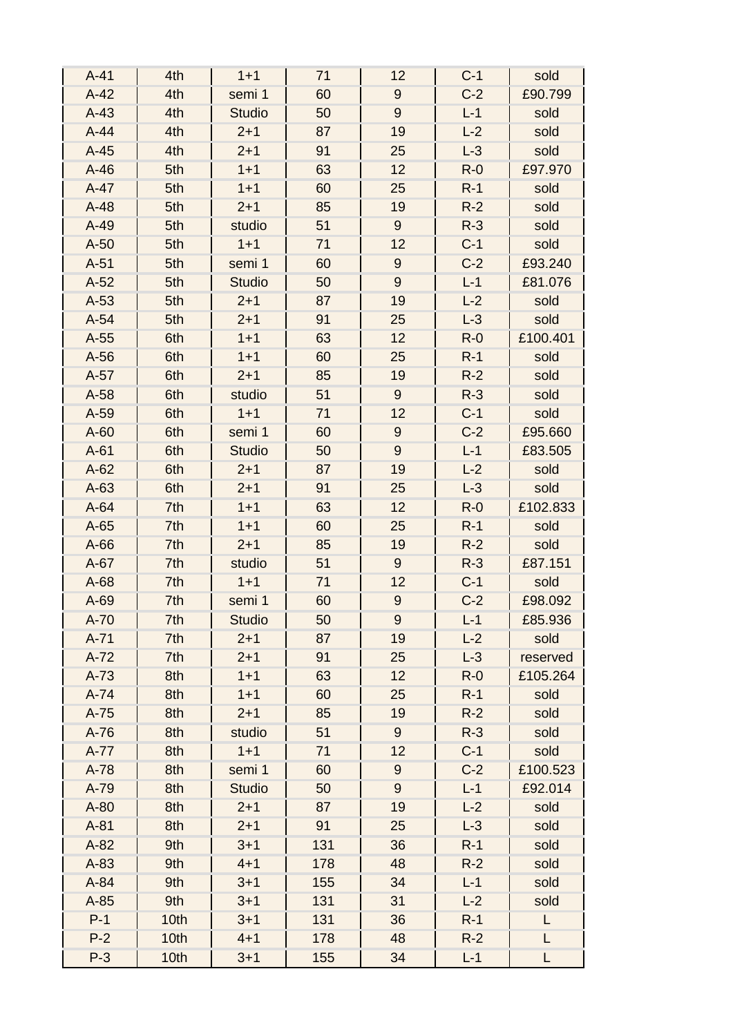| A-41 | 4th | 1+1 | 71 | 12 | C-1 | sold |
|---|---|---|---|---|---|---|
| A-42 | 4th | semi 1 | 60 | 9 | C-2 | £90.799 |
| A-43 | 4th | Studio | 50 | 9 | L-1 | sold |
| A-44 | 4th | 2+1 | 87 | 19 | L-2 | sold |
| A-45 | 4th | 2+1 | 91 | 25 | L-3 | sold |
| A-46 | 5th | 1+1 | 63 | 12 | R-0 | £97.970 |
| A-47 | 5th | 1+1 | 60 | 25 | R-1 | sold |
| A-48 | 5th | 2+1 | 85 | 19 | R-2 | sold |
| A-49 | 5th | studio | 51 | 9 | R-3 | sold |
| A-50 | 5th | 1+1 | 71 | 12 | C-1 | sold |
| A-51 | 5th | semi 1 | 60 | 9 | C-2 | £93.240 |
| A-52 | 5th | Studio | 50 | 9 | L-1 | £81.076 |
| A-53 | 5th | 2+1 | 87 | 19 | L-2 | sold |
| A-54 | 5th | 2+1 | 91 | 25 | L-3 | sold |
| A-55 | 6th | 1+1 | 63 | 12 | R-0 | £100.401 |
| A-56 | 6th | 1+1 | 60 | 25 | R-1 | sold |
| A-57 | 6th | 2+1 | 85 | 19 | R-2 | sold |
| A-58 | 6th | studio | 51 | 9 | R-3 | sold |
| A-59 | 6th | 1+1 | 71 | 12 | C-1 | sold |
| A-60 | 6th | semi 1 | 60 | 9 | C-2 | £95.660 |
| A-61 | 6th | Studio | 50 | 9 | L-1 | £83.505 |
| A-62 | 6th | 2+1 | 87 | 19 | L-2 | sold |
| A-63 | 6th | 2+1 | 91 | 25 | L-3 | sold |
| A-64 | 7th | 1+1 | 63 | 12 | R-0 | £102.833 |
| A-65 | 7th | 1+1 | 60 | 25 | R-1 | sold |
| A-66 | 7th | 2+1 | 85 | 19 | R-2 | sold |
| A-67 | 7th | studio | 51 | 9 | R-3 | £87.151 |
| A-68 | 7th | 1+1 | 71 | 12 | C-1 | sold |
| A-69 | 7th | semi 1 | 60 | 9 | C-2 | £98.092 |
| A-70 | 7th | Studio | 50 | 9 | L-1 | £85.936 |
| A-71 | 7th | 2+1 | 87 | 19 | L-2 | sold |
| A-72 | 7th | 2+1 | 91 | 25 | L-3 | reserved |
| A-73 | 8th | 1+1 | 63 | 12 | R-0 | £105.264 |
| A-74 | 8th | 1+1 | 60 | 25 | R-1 | sold |
| A-75 | 8th | 2+1 | 85 | 19 | R-2 | sold |
| A-76 | 8th | studio | 51 | 9 | R-3 | sold |
| A-77 | 8th | 1+1 | 71 | 12 | C-1 | sold |
| A-78 | 8th | semi 1 | 60 | 9 | C-2 | £100.523 |
| A-79 | 8th | Studio | 50 | 9 | L-1 | £92.014 |
| A-80 | 8th | 2+1 | 87 | 19 | L-2 | sold |
| A-81 | 8th | 2+1 | 91 | 25 | L-3 | sold |
| A-82 | 9th | 3+1 | 131 | 36 | R-1 | sold |
| A-83 | 9th | 4+1 | 178 | 48 | R-2 | sold |
| A-84 | 9th | 3+1 | 155 | 34 | L-1 | sold |
| A-85 | 9th | 3+1 | 131 | 31 | L-2 | sold |
| P-1 | 10th | 3+1 | 131 | 36 | R-1 | L |
| P-2 | 10th | 4+1 | 178 | 48 | R-2 | L |
| P-3 | 10th | 3+1 | 155 | 34 | L-1 | L |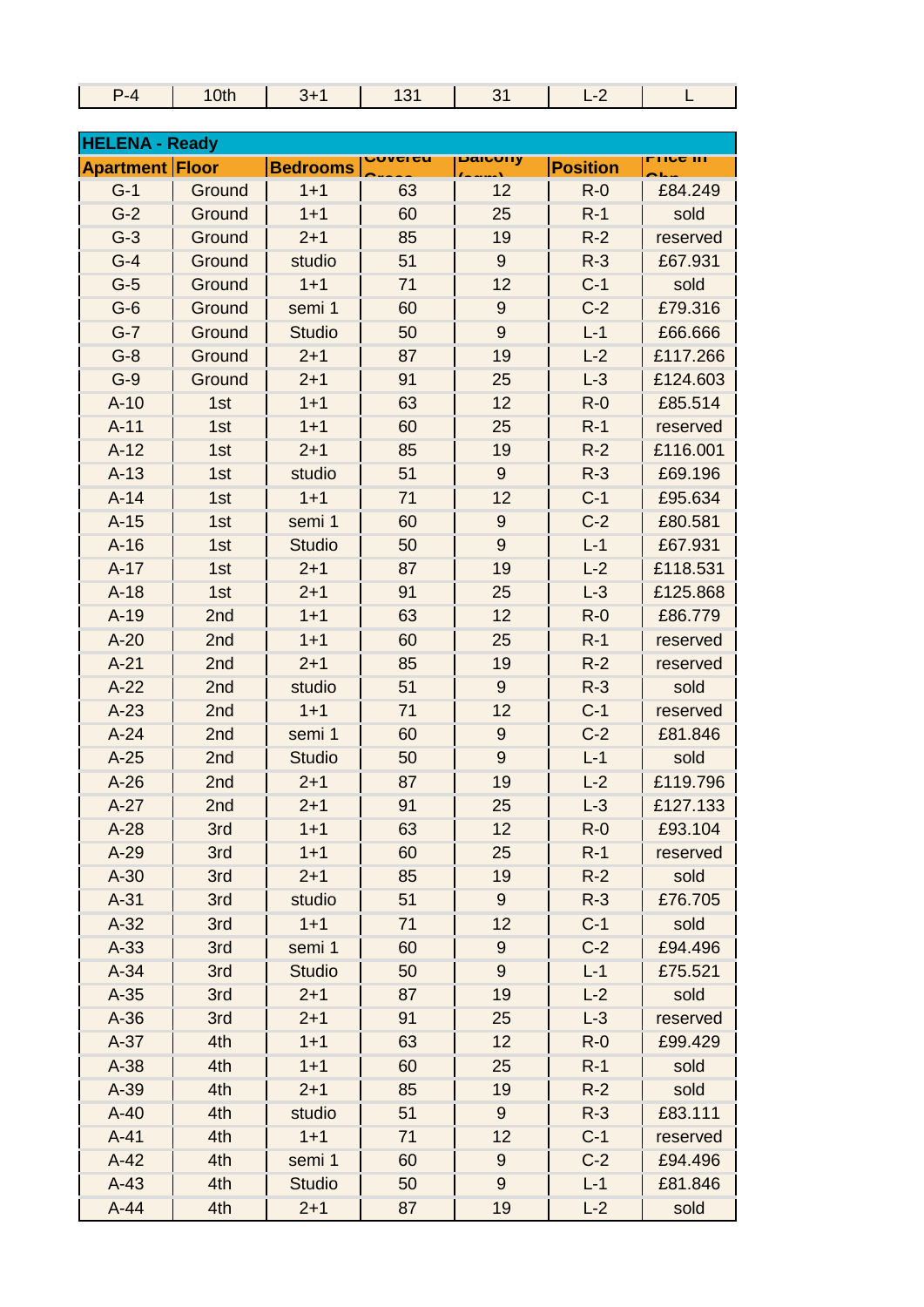| P-4 | 10th | 3+1 | 131 | 31 | L-2 | L |
|---|---|---|---|---|---|---|

**HELENA - Ready**

| Apartment | Floor | Bedrooms | Covered Gross | Balcony (sqm) | Position | Price in Gbp |
|---|---|---|---|---|---|---|
| G-1 | Ground | 1+1 | 63 | 12 | R-0 | £84.249 |
| G-2 | Ground | 1+1 | 60 | 25 | R-1 | sold |
| G-3 | Ground | 2+1 | 85 | 19 | R-2 | reserved |
| G-4 | Ground | studio | 51 | 9 | R-3 | £67.931 |
| G-5 | Ground | 1+1 | 71 | 12 | C-1 | sold |
| G-6 | Ground | semi 1 | 60 | 9 | C-2 | £79.316 |
| G-7 | Ground | Studio | 50 | 9 | L-1 | £66.666 |
| G-8 | Ground | 2+1 | 87 | 19 | L-2 | £117.266 |
| G-9 | Ground | 2+1 | 91 | 25 | L-3 | £124.603 |
| A-10 | 1st | 1+1 | 63 | 12 | R-0 | £85.514 |
| A-11 | 1st | 1+1 | 60 | 25 | R-1 | reserved |
| A-12 | 1st | 2+1 | 85 | 19 | R-2 | £116.001 |
| A-13 | 1st | studio | 51 | 9 | R-3 | £69.196 |
| A-14 | 1st | 1+1 | 71 | 12 | C-1 | £95.634 |
| A-15 | 1st | semi 1 | 60 | 9 | C-2 | £80.581 |
| A-16 | 1st | Studio | 50 | 9 | L-1 | £67.931 |
| A-17 | 1st | 2+1 | 87 | 19 | L-2 | £118.531 |
| A-18 | 1st | 2+1 | 91 | 25 | L-3 | £125.868 |
| A-19 | 2nd | 1+1 | 63 | 12 | R-0 | £86.779 |
| A-20 | 2nd | 1+1 | 60 | 25 | R-1 | reserved |
| A-21 | 2nd | 2+1 | 85 | 19 | R-2 | reserved |
| A-22 | 2nd | studio | 51 | 9 | R-3 | sold |
| A-23 | 2nd | 1+1 | 71 | 12 | C-1 | reserved |
| A-24 | 2nd | semi 1 | 60 | 9 | C-2 | £81.846 |
| A-25 | 2nd | Studio | 50 | 9 | L-1 | sold |
| A-26 | 2nd | 2+1 | 87 | 19 | L-2 | £119.796 |
| A-27 | 2nd | 2+1 | 91 | 25 | L-3 | £127.133 |
| A-28 | 3rd | 1+1 | 63 | 12 | R-0 | £93.104 |
| A-29 | 3rd | 1+1 | 60 | 25 | R-1 | reserved |
| A-30 | 3rd | 2+1 | 85 | 19 | R-2 | sold |
| A-31 | 3rd | studio | 51 | 9 | R-3 | £76.705 |
| A-32 | 3rd | 1+1 | 71 | 12 | C-1 | sold |
| A-33 | 3rd | semi 1 | 60 | 9 | C-2 | £94.496 |
| A-34 | 3rd | Studio | 50 | 9 | L-1 | £75.521 |
| A-35 | 3rd | 2+1 | 87 | 19 | L-2 | sold |
| A-36 | 3rd | 2+1 | 91 | 25 | L-3 | reserved |
| A-37 | 4th | 1+1 | 63 | 12 | R-0 | £99.429 |
| A-38 | 4th | 1+1 | 60 | 25 | R-1 | sold |
| A-39 | 4th | 2+1 | 85 | 19 | R-2 | sold |
| A-40 | 4th | studio | 51 | 9 | R-3 | £83.111 |
| A-41 | 4th | 1+1 | 71 | 12 | C-1 | reserved |
| A-42 | 4th | semi 1 | 60 | 9 | C-2 | £94.496 |
| A-43 | 4th | Studio | 50 | 9 | L-1 | £81.846 |
| A-44 | 4th | 2+1 | 87 | 19 | L-2 | sold |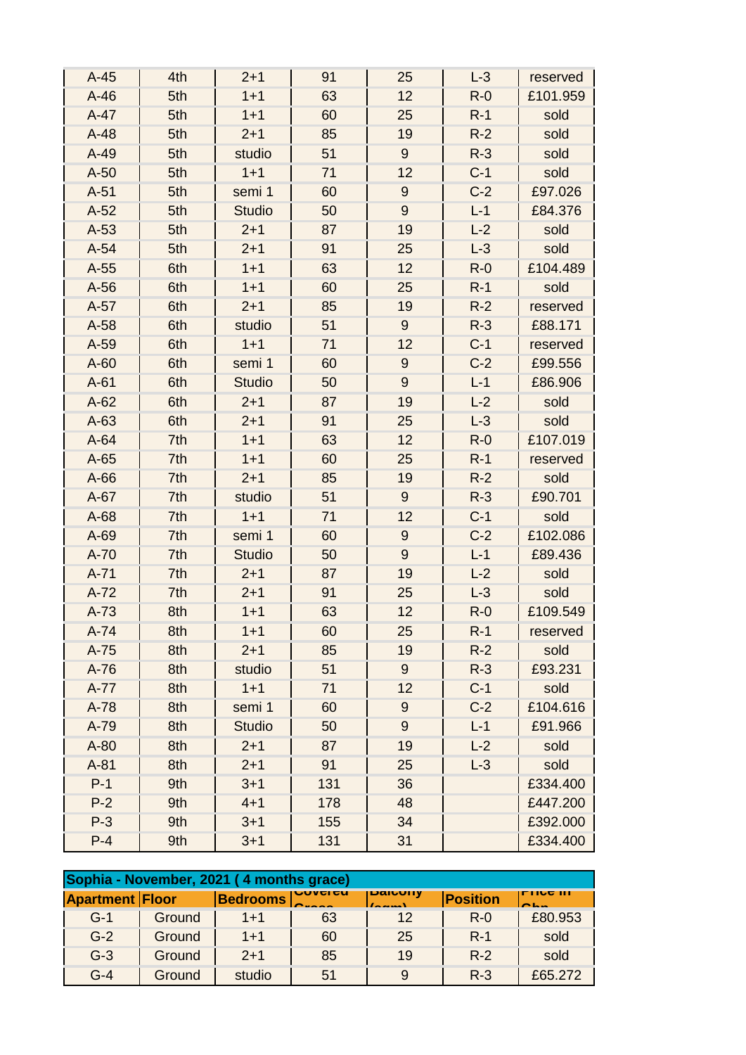| | | | | | | |
|---|---|---|---|---|---|---|
| A-45 | 4th | 2+1 | 91 | 25 | L-3 | reserved |
| A-46 | 5th | 1+1 | 63 | 12 | R-0 | £101.959 |
| A-47 | 5th | 1+1 | 60 | 25 | R-1 | sold |
| A-48 | 5th | 2+1 | 85 | 19 | R-2 | sold |
| A-49 | 5th | studio | 51 | 9 | R-3 | sold |
| A-50 | 5th | 1+1 | 71 | 12 | C-1 | sold |
| A-51 | 5th | semi 1 | 60 | 9 | C-2 | £97.026 |
| A-52 | 5th | Studio | 50 | 9 | L-1 | £84.376 |
| A-53 | 5th | 2+1 | 87 | 19 | L-2 | sold |
| A-54 | 5th | 2+1 | 91 | 25 | L-3 | sold |
| A-55 | 6th | 1+1 | 63 | 12 | R-0 | £104.489 |
| A-56 | 6th | 1+1 | 60 | 25 | R-1 | sold |
| A-57 | 6th | 2+1 | 85 | 19 | R-2 | reserved |
| A-58 | 6th | studio | 51 | 9 | R-3 | £88.171 |
| A-59 | 6th | 1+1 | 71 | 12 | C-1 | reserved |
| A-60 | 6th | semi 1 | 60 | 9 | C-2 | £99.556 |
| A-61 | 6th | Studio | 50 | 9 | L-1 | £86.906 |
| A-62 | 6th | 2+1 | 87 | 19 | L-2 | sold |
| A-63 | 6th | 2+1 | 91 | 25 | L-3 | sold |
| A-64 | 7th | 1+1 | 63 | 12 | R-0 | £107.019 |
| A-65 | 7th | 1+1 | 60 | 25 | R-1 | reserved |
| A-66 | 7th | 2+1 | 85 | 19 | R-2 | sold |
| A-67 | 7th | studio | 51 | 9 | R-3 | £90.701 |
| A-68 | 7th | 1+1 | 71 | 12 | C-1 | sold |
| A-69 | 7th | semi 1 | 60 | 9 | C-2 | £102.086 |
| A-70 | 7th | Studio | 50 | 9 | L-1 | £89.436 |
| A-71 | 7th | 2+1 | 87 | 19 | L-2 | sold |
| A-72 | 7th | 2+1 | 91 | 25 | L-3 | sold |
| A-73 | 8th | 1+1 | 63 | 12 | R-0 | £109.549 |
| A-74 | 8th | 1+1 | 60 | 25 | R-1 | reserved |
| A-75 | 8th | 2+1 | 85 | 19 | R-2 | sold |
| A-76 | 8th | studio | 51 | 9 | R-3 | £93.231 |
| A-77 | 8th | 1+1 | 71 | 12 | C-1 | sold |
| A-78 | 8th | semi 1 | 60 | 9 | C-2 | £104.616 |
| A-79 | 8th | Studio | 50 | 9 | L-1 | £91.966 |
| A-80 | 8th | 2+1 | 87 | 19 | L-2 | sold |
| A-81 | 8th | 2+1 | 91 | 25 | L-3 | sold |
| P-1 | 9th | 3+1 | 131 | 36 | | £334.400 |
| P-2 | 9th | 4+1 | 178 | 48 | | £447.200 |
| P-3 | 9th | 3+1 | 155 | 34 | | £392.000 |
| P-4 | 9th | 3+1 | 131 | 31 | | £334.400 |

| Sophia - November, 2021 ( 4 months grace) | | | | | | |
|---|---|---|---|---|---|---|
| **Apartment** | **Floor** | **Bedrooms** | **Covered Gross** | **Balcony (sqm)** | **Position** | **Price in Gbp** |
| G-1 | Ground | 1+1 | 63 | 12 | R-0 | £80.953 |
| G-2 | Ground | 1+1 | 60 | 25 | R-1 | sold |
| G-3 | Ground | 2+1 | 85 | 19 | R-2 | sold |
| G-4 | Ground | studio | 51 | 9 | R-3 | £65.272 |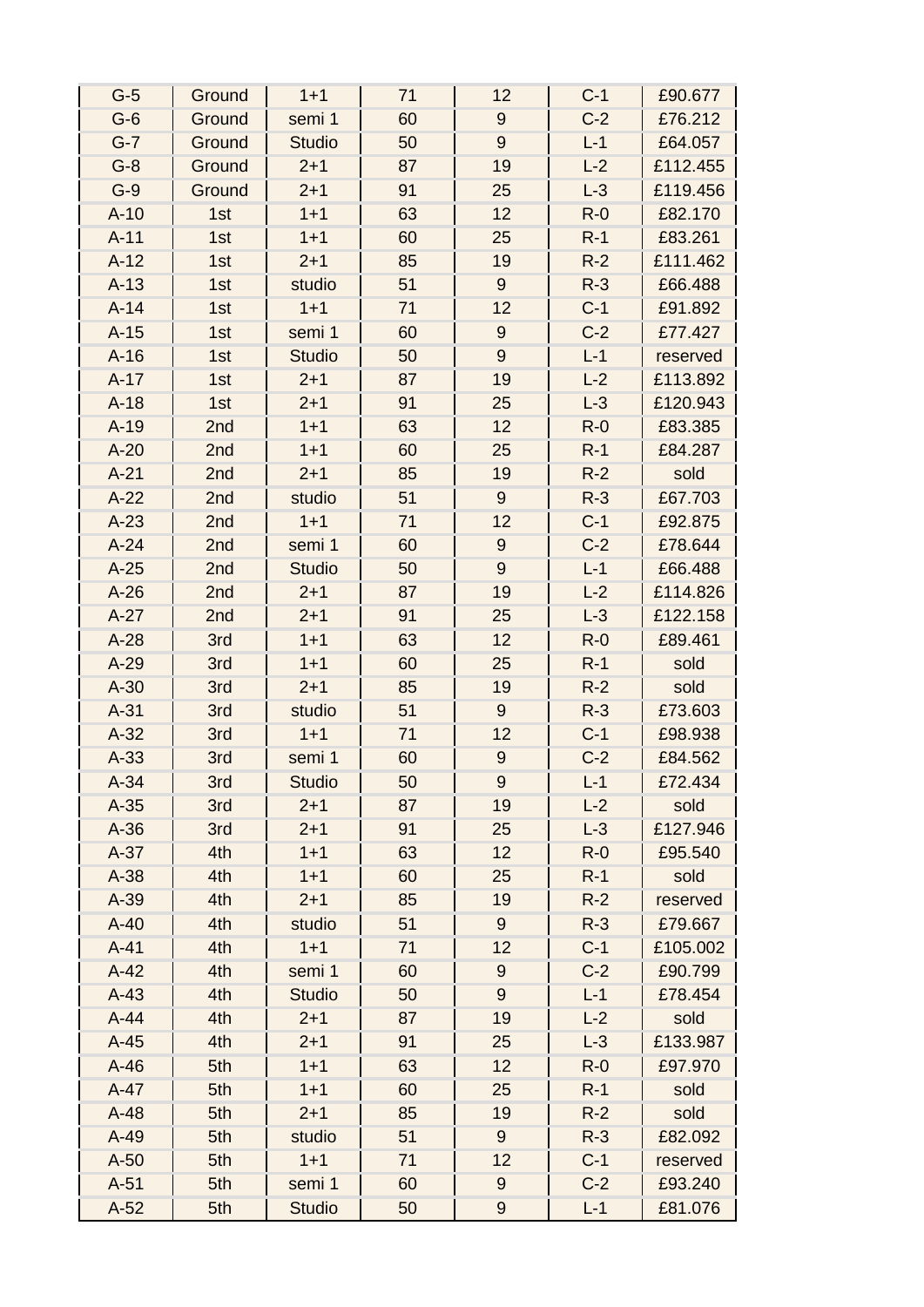| | | | | | | |
|---|---|---|---|---|---|---|
| G-5 | Ground | 1+1 | 71 | 12 | C-1 | £90.677 |
| G-6 | Ground | semi 1 | 60 | 9 | C-2 | £76.212 |
| G-7 | Ground | Studio | 50 | 9 | L-1 | £64.057 |
| G-8 | Ground | 2+1 | 87 | 19 | L-2 | £112.455 |
| G-9 | Ground | 2+1 | 91 | 25 | L-3 | £119.456 |
| A-10 | 1st | 1+1 | 63 | 12 | R-0 | £82.170 |
| A-11 | 1st | 1+1 | 60 | 25 | R-1 | £83.261 |
| A-12 | 1st | 2+1 | 85 | 19 | R-2 | £111.462 |
| A-13 | 1st | studio | 51 | 9 | R-3 | £66.488 |
| A-14 | 1st | 1+1 | 71 | 12 | C-1 | £91.892 |
| A-15 | 1st | semi 1 | 60 | 9 | C-2 | £77.427 |
| A-16 | 1st | Studio | 50 | 9 | L-1 | reserved |
| A-17 | 1st | 2+1 | 87 | 19 | L-2 | £113.892 |
| A-18 | 1st | 2+1 | 91 | 25 | L-3 | £120.943 |
| A-19 | 2nd | 1+1 | 63 | 12 | R-0 | £83.385 |
| A-20 | 2nd | 1+1 | 60 | 25 | R-1 | £84.287 |
| A-21 | 2nd | 2+1 | 85 | 19 | R-2 | sold |
| A-22 | 2nd | studio | 51 | 9 | R-3 | £67.703 |
| A-23 | 2nd | 1+1 | 71 | 12 | C-1 | £92.875 |
| A-24 | 2nd | semi 1 | 60 | 9 | C-2 | £78.644 |
| A-25 | 2nd | Studio | 50 | 9 | L-1 | £66.488 |
| A-26 | 2nd | 2+1 | 87 | 19 | L-2 | £114.826 |
| A-27 | 2nd | 2+1 | 91 | 25 | L-3 | £122.158 |
| A-28 | 3rd | 1+1 | 63 | 12 | R-0 | £89.461 |
| A-29 | 3rd | 1+1 | 60 | 25 | R-1 | sold |
| A-30 | 3rd | 2+1 | 85 | 19 | R-2 | sold |
| A-31 | 3rd | studio | 51 | 9 | R-3 | £73.603 |
| A-32 | 3rd | 1+1 | 71 | 12 | C-1 | £98.938 |
| A-33 | 3rd | semi 1 | 60 | 9 | C-2 | £84.562 |
| A-34 | 3rd | Studio | 50 | 9 | L-1 | £72.434 |
| A-35 | 3rd | 2+1 | 87 | 19 | L-2 | sold |
| A-36 | 3rd | 2+1 | 91 | 25 | L-3 | £127.946 |
| A-37 | 4th | 1+1 | 63 | 12 | R-0 | £95.540 |
| A-38 | 4th | 1+1 | 60 | 25 | R-1 | sold |
| A-39 | 4th | 2+1 | 85 | 19 | R-2 | reserved |
| A-40 | 4th | studio | 51 | 9 | R-3 | £79.667 |
| A-41 | 4th | 1+1 | 71 | 12 | C-1 | £105.002 |
| A-42 | 4th | semi 1 | 60 | 9 | C-2 | £90.799 |
| A-43 | 4th | Studio | 50 | 9 | L-1 | £78.454 |
| A-44 | 4th | 2+1 | 87 | 19 | L-2 | sold |
| A-45 | 4th | 2+1 | 91 | 25 | L-3 | £133.987 |
| A-46 | 5th | 1+1 | 63 | 12 | R-0 | £97.970 |
| A-47 | 5th | 1+1 | 60 | 25 | R-1 | sold |
| A-48 | 5th | 2+1 | 85 | 19 | R-2 | sold |
| A-49 | 5th | studio | 51 | 9 | R-3 | £82.092 |
| A-50 | 5th | 1+1 | 71 | 12 | C-1 | reserved |
| A-51 | 5th | semi 1 | 60 | 9 | C-2 | £93.240 |
| A-52 | 5th | Studio | 50 | 9 | L-1 | £81.076 |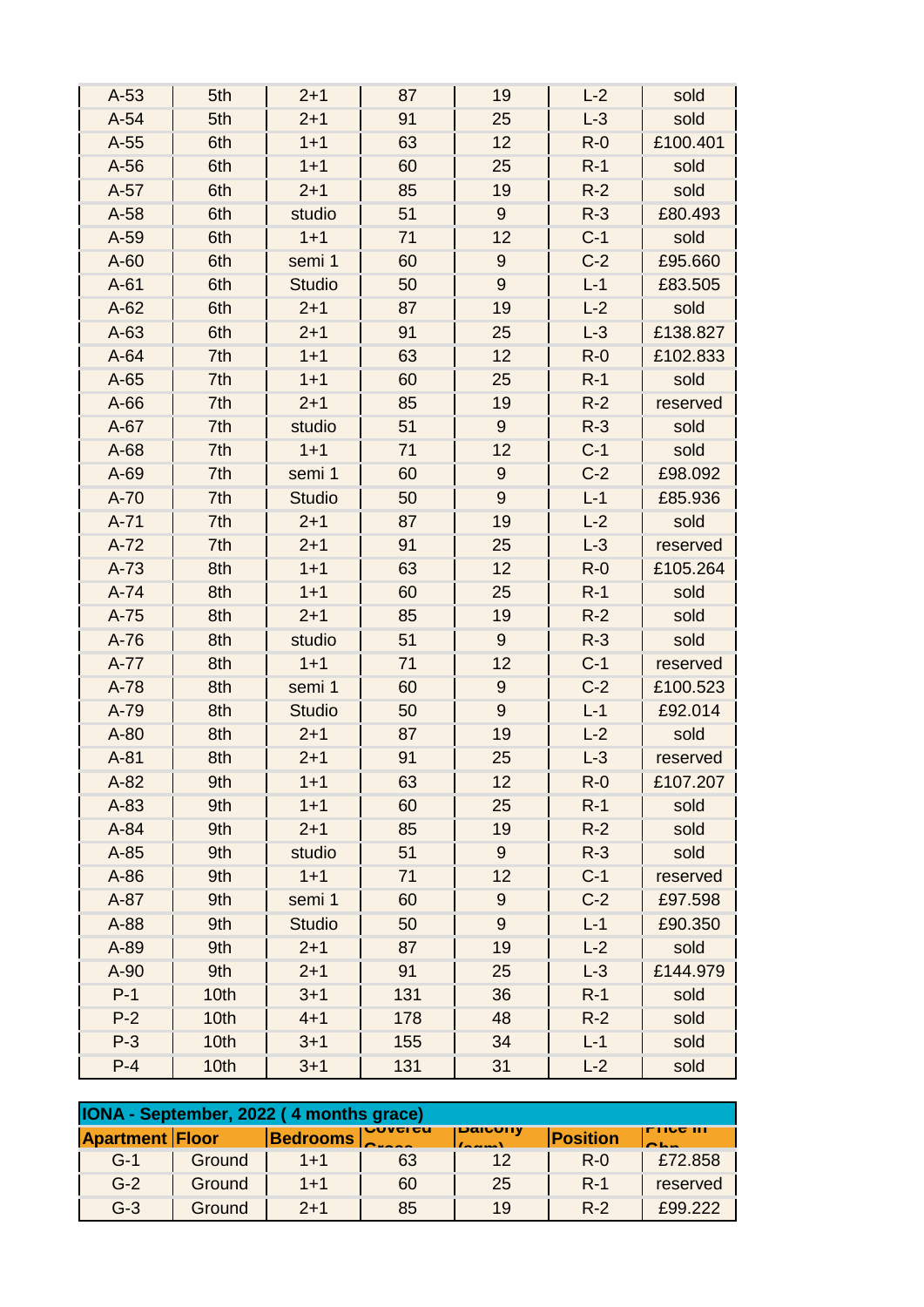| A-53 | 5th | 2+1 | 87 | 19 | L-2 | sold |
|---|---|---|---|---|---|---|
| A-54 | 5th | 2+1 | 91 | 25 | L-3 | sold |
| A-55 | 6th | 1+1 | 63 | 12 | R-0 | £100.401 |
| A-56 | 6th | 1+1 | 60 | 25 | R-1 | sold |
| A-57 | 6th | 2+1 | 85 | 19 | R-2 | sold |
| A-58 | 6th | studio | 51 | 9 | R-3 | £80.493 |
| A-59 | 6th | 1+1 | 71 | 12 | C-1 | sold |
| A-60 | 6th | semi 1 | 60 | 9 | C-2 | £95.660 |
| A-61 | 6th | Studio | 50 | 9 | L-1 | £83.505 |
| A-62 | 6th | 2+1 | 87 | 19 | L-2 | sold |
| A-63 | 6th | 2+1 | 91 | 25 | L-3 | £138.827 |
| A-64 | 7th | 1+1 | 63 | 12 | R-0 | £102.833 |
| A-65 | 7th | 1+1 | 60 | 25 | R-1 | sold |
| A-66 | 7th | 2+1 | 85 | 19 | R-2 | reserved |
| A-67 | 7th | studio | 51 | 9 | R-3 | sold |
| A-68 | 7th | 1+1 | 71 | 12 | C-1 | sold |
| A-69 | 7th | semi 1 | 60 | 9 | C-2 | £98.092 |
| A-70 | 7th | Studio | 50 | 9 | L-1 | £85.936 |
| A-71 | 7th | 2+1 | 87 | 19 | L-2 | sold |
| A-72 | 7th | 2+1 | 91 | 25 | L-3 | reserved |
| A-73 | 8th | 1+1 | 63 | 12 | R-0 | £105.264 |
| A-74 | 8th | 1+1 | 60 | 25 | R-1 | sold |
| A-75 | 8th | 2+1 | 85 | 19 | R-2 | sold |
| A-76 | 8th | studio | 51 | 9 | R-3 | sold |
| A-77 | 8th | 1+1 | 71 | 12 | C-1 | reserved |
| A-78 | 8th | semi 1 | 60 | 9 | C-2 | £100.523 |
| A-79 | 8th | Studio | 50 | 9 | L-1 | £92.014 |
| A-80 | 8th | 2+1 | 87 | 19 | L-2 | sold |
| A-81 | 8th | 2+1 | 91 | 25 | L-3 | reserved |
| A-82 | 9th | 1+1 | 63 | 12 | R-0 | £107.207 |
| A-83 | 9th | 1+1 | 60 | 25 | R-1 | sold |
| A-84 | 9th | 2+1 | 85 | 19 | R-2 | sold |
| A-85 | 9th | studio | 51 | 9 | R-3 | sold |
| A-86 | 9th | 1+1 | 71 | 12 | C-1 | reserved |
| A-87 | 9th | semi 1 | 60 | 9 | C-2 | £97.598 |
| A-88 | 9th | Studio | 50 | 9 | L-1 | £90.350 |
| A-89 | 9th | 2+1 | 87 | 19 | L-2 | sold |
| A-90 | 9th | 2+1 | 91 | 25 | L-3 | £144.979 |
| P-1 | 10th | 3+1 | 131 | 36 | R-1 | sold |
| P-2 | 10th | 4+1 | 178 | 48 | R-2 | sold |
| P-3 | 10th | 3+1 | 155 | 34 | L-1 | sold |
| P-4 | 10th | 3+1 | 131 | 31 | L-2 | sold |

**IONA - September, 2022 ( 4 months grace)**

| Apartment | Floor | Bedrooms | Covered Gross | Balcony (sqm) | Position | Price in Gbp |
|---|---|---|---|---|---|---|
| G-1 | Ground | 1+1 | 63 | 12 | R-0 | £72.858 |
| G-2 | Ground | 1+1 | 60 | 25 | R-1 | reserved |
| G-3 | Ground | 2+1 | 85 | 19 | R-2 | £99.222 |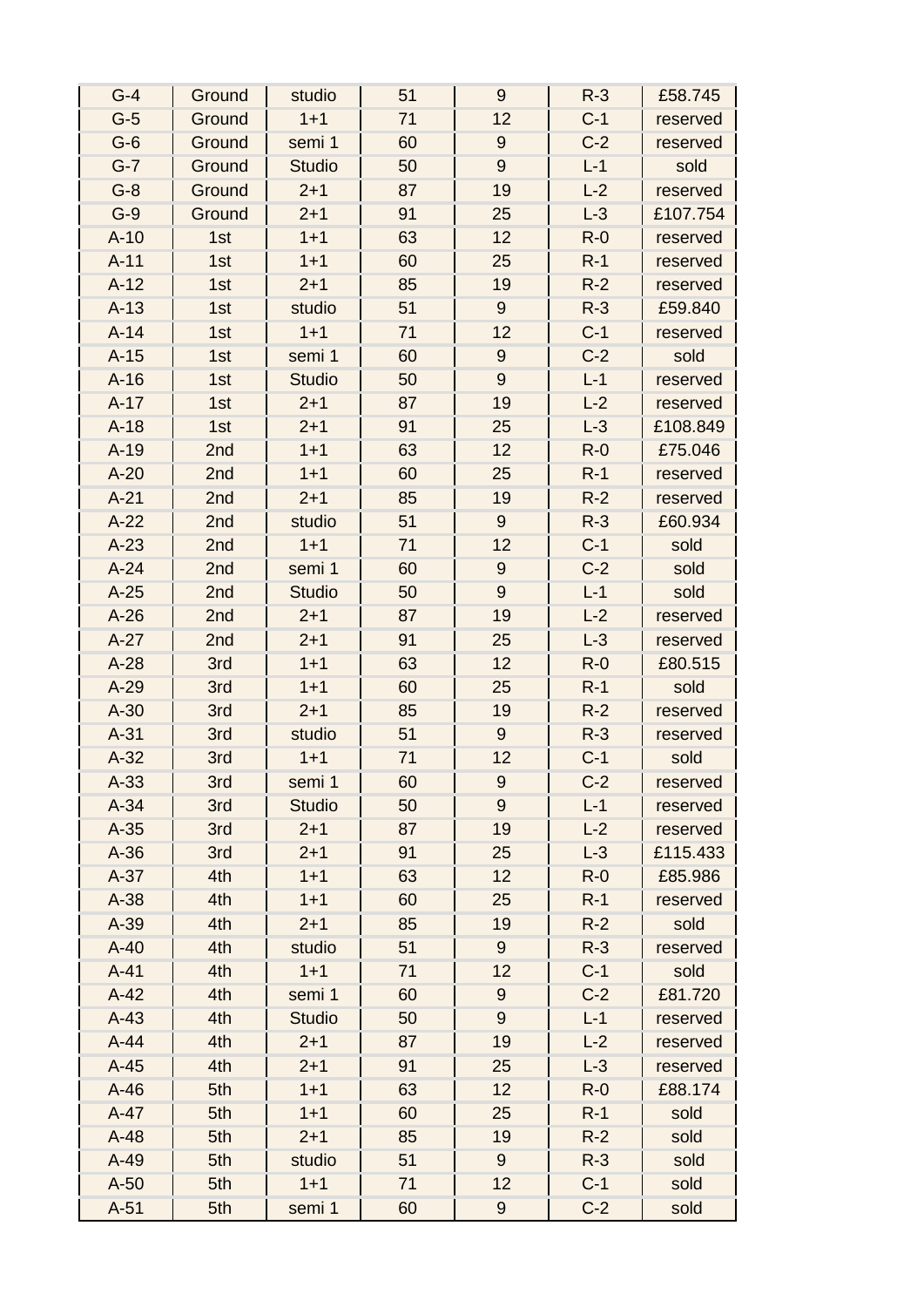| G-4 | Ground | studio | 51 | 9 | R-3 | £58.745 |
|---|---|---|---|---|---|---|
| G-5 | Ground | 1+1 | 71 | 12 | C-1 | reserved |
| G-6 | Ground | semi 1 | 60 | 9 | C-2 | reserved |
| G-7 | Ground | Studio | 50 | 9 | L-1 | sold |
| G-8 | Ground | 2+1 | 87 | 19 | L-2 | reserved |
| G-9 | Ground | 2+1 | 91 | 25 | L-3 | £107.754 |
| A-10 | 1st | 1+1 | 63 | 12 | R-0 | reserved |
| A-11 | 1st | 1+1 | 60 | 25 | R-1 | reserved |
| A-12 | 1st | 2+1 | 85 | 19 | R-2 | reserved |
| A-13 | 1st | studio | 51 | 9 | R-3 | £59.840 |
| A-14 | 1st | 1+1 | 71 | 12 | C-1 | reserved |
| A-15 | 1st | semi 1 | 60 | 9 | C-2 | sold |
| A-16 | 1st | Studio | 50 | 9 | L-1 | reserved |
| A-17 | 1st | 2+1 | 87 | 19 | L-2 | reserved |
| A-18 | 1st | 2+1 | 91 | 25 | L-3 | £108.849 |
| A-19 | 2nd | 1+1 | 63 | 12 | R-0 | £75.046 |
| A-20 | 2nd | 1+1 | 60 | 25 | R-1 | reserved |
| A-21 | 2nd | 2+1 | 85 | 19 | R-2 | reserved |
| A-22 | 2nd | studio | 51 | 9 | R-3 | £60.934 |
| A-23 | 2nd | 1+1 | 71 | 12 | C-1 | sold |
| A-24 | 2nd | semi 1 | 60 | 9 | C-2 | sold |
| A-25 | 2nd | Studio | 50 | 9 | L-1 | sold |
| A-26 | 2nd | 2+1 | 87 | 19 | L-2 | reserved |
| A-27 | 2nd | 2+1 | 91 | 25 | L-3 | reserved |
| A-28 | 3rd | 1+1 | 63 | 12 | R-0 | £80.515 |
| A-29 | 3rd | 1+1 | 60 | 25 | R-1 | sold |
| A-30 | 3rd | 2+1 | 85 | 19 | R-2 | reserved |
| A-31 | 3rd | studio | 51 | 9 | R-3 | reserved |
| A-32 | 3rd | 1+1 | 71 | 12 | C-1 | sold |
| A-33 | 3rd | semi 1 | 60 | 9 | C-2 | reserved |
| A-34 | 3rd | Studio | 50 | 9 | L-1 | reserved |
| A-35 | 3rd | 2+1 | 87 | 19 | L-2 | reserved |
| A-36 | 3rd | 2+1 | 91 | 25 | L-3 | £115.433 |
| A-37 | 4th | 1+1 | 63 | 12 | R-0 | £85.986 |
| A-38 | 4th | 1+1 | 60 | 25 | R-1 | reserved |
| A-39 | 4th | 2+1 | 85 | 19 | R-2 | sold |
| A-40 | 4th | studio | 51 | 9 | R-3 | reserved |
| A-41 | 4th | 1+1 | 71 | 12 | C-1 | sold |
| A-42 | 4th | semi 1 | 60 | 9 | C-2 | £81.720 |
| A-43 | 4th | Studio | 50 | 9 | L-1 | reserved |
| A-44 | 4th | 2+1 | 87 | 19 | L-2 | reserved |
| A-45 | 4th | 2+1 | 91 | 25 | L-3 | reserved |
| A-46 | 5th | 1+1 | 63 | 12 | R-0 | £88.174 |
| A-47 | 5th | 1+1 | 60 | 25 | R-1 | sold |
| A-48 | 5th | 2+1 | 85 | 19 | R-2 | sold |
| A-49 | 5th | studio | 51 | 9 | R-3 | sold |
| A-50 | 5th | 1+1 | 71 | 12 | C-1 | sold |
| A-51 | 5th | semi 1 | 60 | 9 | C-2 | sold |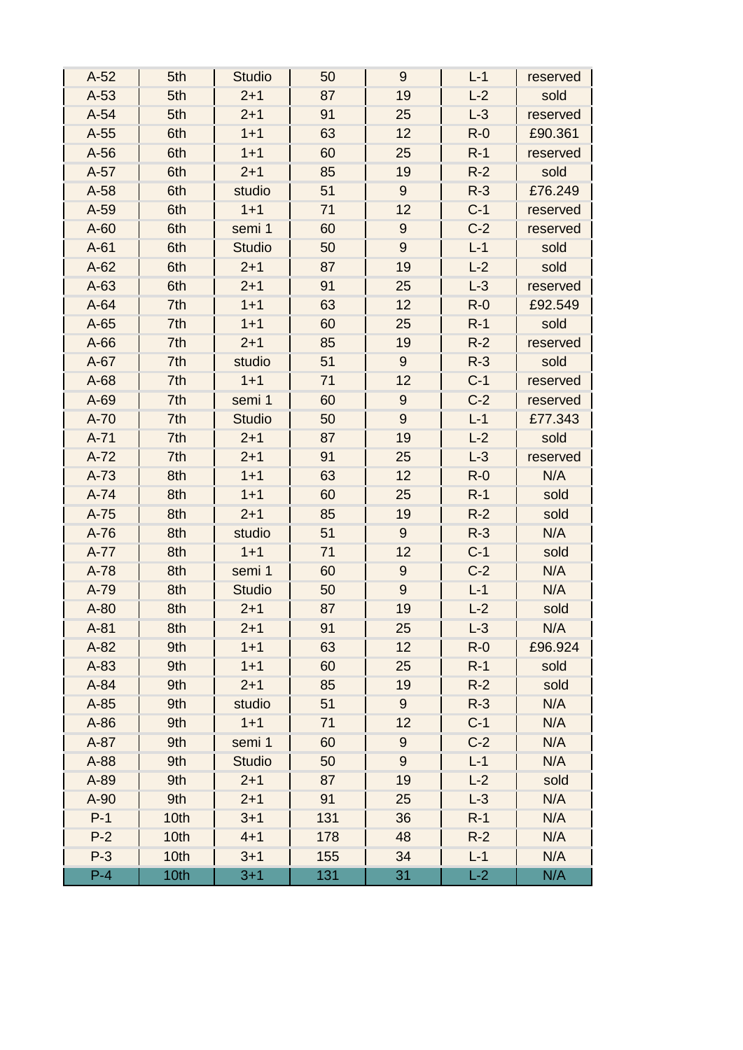| | | | | | | |
|---|---|---|---|---|---|---|
| A-52 | 5th | Studio | 50 | 9 | L-1 | reserved |
| A-53 | 5th | 2+1 | 87 | 19 | L-2 | sold |
| A-54 | 5th | 2+1 | 91 | 25 | L-3 | reserved |
| A-55 | 6th | 1+1 | 63 | 12 | R-0 | £90.361 |
| A-56 | 6th | 1+1 | 60 | 25 | R-1 | reserved |
| A-57 | 6th | 2+1 | 85 | 19 | R-2 | sold |
| A-58 | 6th | studio | 51 | 9 | R-3 | £76.249 |
| A-59 | 6th | 1+1 | 71 | 12 | C-1 | reserved |
| A-60 | 6th | semi 1 | 60 | 9 | C-2 | reserved |
| A-61 | 6th | Studio | 50 | 9 | L-1 | sold |
| A-62 | 6th | 2+1 | 87 | 19 | L-2 | sold |
| A-63 | 6th | 2+1 | 91 | 25 | L-3 | reserved |
| A-64 | 7th | 1+1 | 63 | 12 | R-0 | £92.549 |
| A-65 | 7th | 1+1 | 60 | 25 | R-1 | sold |
| A-66 | 7th | 2+1 | 85 | 19 | R-2 | reserved |
| A-67 | 7th | studio | 51 | 9 | R-3 | sold |
| A-68 | 7th | 1+1 | 71 | 12 | C-1 | reserved |
| A-69 | 7th | semi 1 | 60 | 9 | C-2 | reserved |
| A-70 | 7th | Studio | 50 | 9 | L-1 | £77.343 |
| A-71 | 7th | 2+1 | 87 | 19 | L-2 | sold |
| A-72 | 7th | 2+1 | 91 | 25 | L-3 | reserved |
| A-73 | 8th | 1+1 | 63 | 12 | R-0 | N/A |
| A-74 | 8th | 1+1 | 60 | 25 | R-1 | sold |
| A-75 | 8th | 2+1 | 85 | 19 | R-2 | sold |
| A-76 | 8th | studio | 51 | 9 | R-3 | N/A |
| A-77 | 8th | 1+1 | 71 | 12 | C-1 | sold |
| A-78 | 8th | semi 1 | 60 | 9 | C-2 | N/A |
| A-79 | 8th | Studio | 50 | 9 | L-1 | N/A |
| A-80 | 8th | 2+1 | 87 | 19 | L-2 | sold |
| A-81 | 8th | 2+1 | 91 | 25 | L-3 | N/A |
| A-82 | 9th | 1+1 | 63 | 12 | R-0 | £96.924 |
| A-83 | 9th | 1+1 | 60 | 25 | R-1 | sold |
| A-84 | 9th | 2+1 | 85 | 19 | R-2 | sold |
| A-85 | 9th | studio | 51 | 9 | R-3 | N/A |
| A-86 | 9th | 1+1 | 71 | 12 | C-1 | N/A |
| A-87 | 9th | semi 1 | 60 | 9 | C-2 | N/A |
| A-88 | 9th | Studio | 50 | 9 | L-1 | N/A |
| A-89 | 9th | 2+1 | 87 | 19 | L-2 | sold |
| A-90 | 9th | 2+1 | 91 | 25 | L-3 | N/A |
| P-1 | 10th | 3+1 | 131 | 36 | R-1 | N/A |
| P-2 | 10th | 4+1 | 178 | 48 | R-2 | N/A |
| P-3 | 10th | 3+1 | 155 | 34 | L-1 | N/A |
| P-4 | 10th | 3+1 | 131 | 31 | L-2 | N/A |